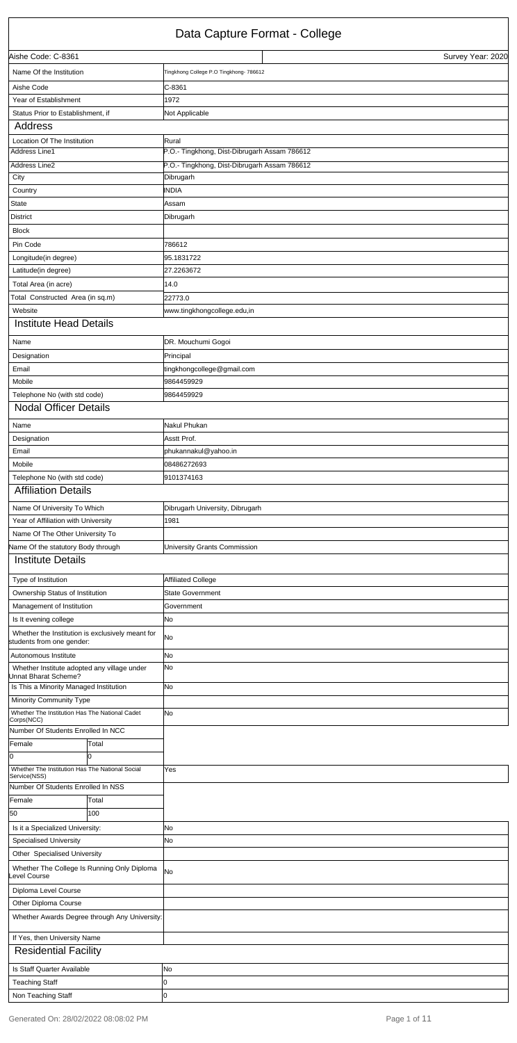# Data Capture Format - College

| Aishe Code: C-8361 | Survey Year: 2020 |
|---|---|
| Name Of the Institution | Tingkhong College P.O Tingkhong- 786612 |
| Aishe Code | C-8361 |
| Year of Establishment | 1972 |
| Status Prior to Establishment, if | Not Applicable |

## Address

| | |
|---|---|
| Location Of The Institution | Rural |
| Address Line1 | P.O.- Tingkhong, Dist-Dibrugarh Assam 786612 |
| Address Line2 | P.O.- Tingkhong, Dist-Dibrugarh Assam 786612 |
| City | Dibrugarh |
| Country | INDIA |
| State | Assam |
| District | Dibrugarh |
| Block | |
| Pin Code | 786612 |
| Longitude(in degree) | 95.1831722 |
| Latitude(in degree) | 27.2263672 |
| Total Area (in acre) | 14.0 |
| Total Constructed Area (in sq.m) | 22773.0 |
| Website | www.tingkhongcollege.edu,in |

## Institute Head Details

| | |
|---|---|
| Name | DR. Mouchumi Gogoi |
| Designation | Principal |
| Email | tingkhongcollege@gmail.com |
| Mobile | 9864459929 |
| Telephone No (with std code) | 9864459929 |

## Nodal Officer Details

| | |
|---|---|
| Name | Nakul Phukan |
| Designation | Asstt Prof. |
| Email | phukannakul@yahoo.in |
| Mobile | 08486272693 |
| Telephone No (with std code) | 9101374163 |

## Affiliation Details

| | |
|---|---|
| Name Of University To Which | Dibrugarh University, Dibrugarh |
| Year of Affiliation with University | 1981 |
| Name Of The Other University To | |
| Name Of the statutory Body through | University Grants Commission |

## Institute Details

| | |
|---|---|
| Type of Institution | Affiliated College |
| Ownership Status of Institution | State Government |
| Management of Institution | Government |
| Is It evening college | No |
| Whether the Institution is exclusively meant for students from one gender: | No |
| Autonomous Institute | No |
| Whether Institute adopted any village under Unnat Bharat Scheme? | No |
| Is This a Minority Managed Institution | No |
| Minority Community Type | |
| Whether The Institution Has The National Cadet Corps(NCC) | No |
| Number Of Students Enrolled In NCC | |

| Female | Total |
|---|---|
| 0 | 0 |

| | |
|---|---|
| Whether The Institution Has The National Social Service(NSS) | Yes |
| Number Of Students Enrolled In NSS | |

| Female | Total |
|---|---|
| 50 | 100 |

| | |
|---|---|
| Is it a Specialized University: | No |
| Specialised University | No |
| Other Specialised University | |
| Whether The College Is Running Only Diploma Level Course | No |
| Diploma Level Course | |
| Other Diploma Course | |
| Whether Awards Degree through Any University: | |
| If Yes, then University Name | |

## Residential Facility

| | |
|---|---|
| Is Staff Quarter Available | No |
| Teaching Staff | 0 |
| Non Teaching Staff | 0 |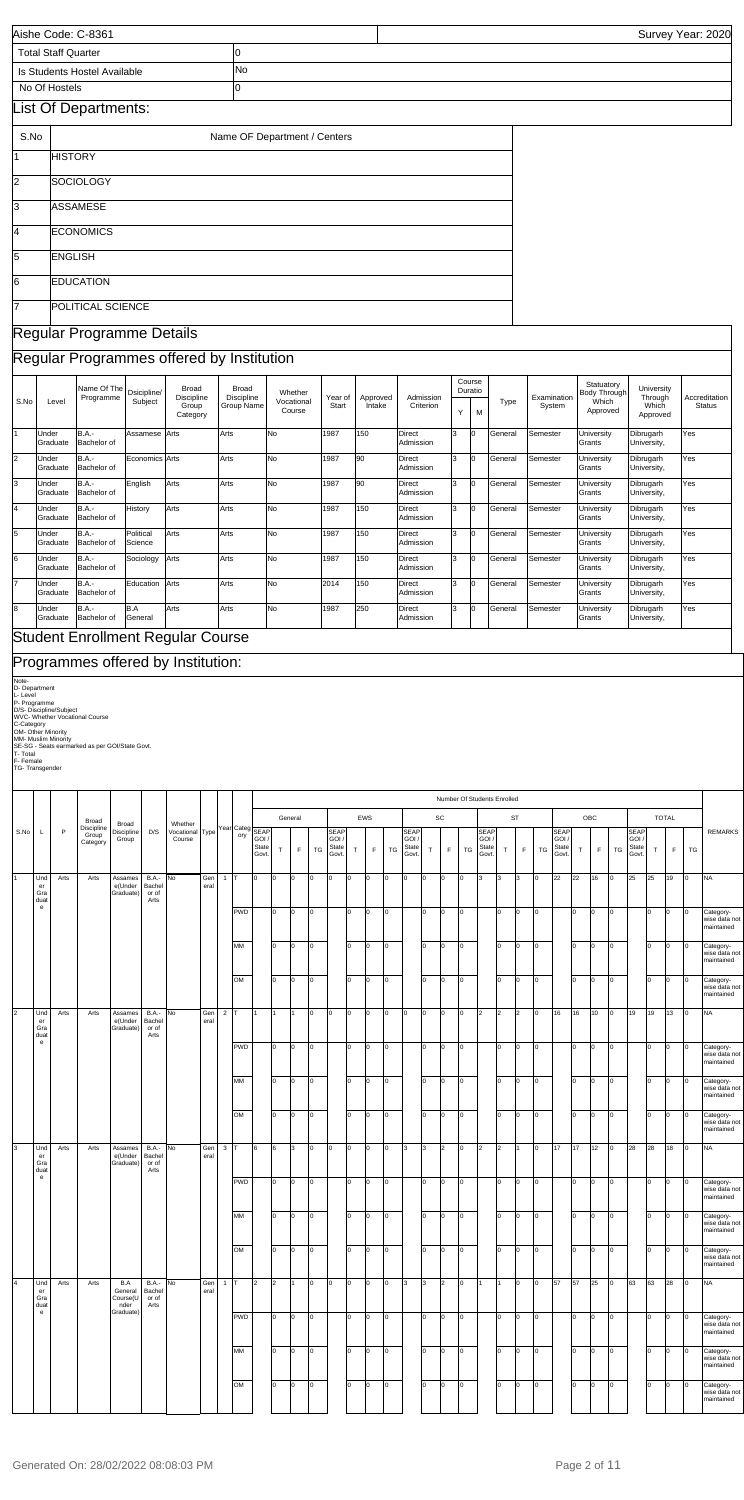| Aishe Code: C-8361 | | Survey Year: 2020 |
|---|---|---|
| Total Staff Quarter | 0 | |
| Is Students Hostel Available | No | |
| No Of Hostels | 0 | |

## List Of Departments:

| S.No | Name OF Department / Centers |
|---|---|
| 1 | HISTORY |
| 2 | SOCIOLOGY |
| 3 | ASSAMESE |
| 4 | ECONOMICS |
| 5 | ENGLISH |
| 6 | EDUCATION |
| 7 | POLITICAL SCIENCE |

## Regular Programme Details

## Regular Programmes offered by Institution

| S.No | Level | Name Of The Programme | Dsicipline/ Subject | Broad Discipline Group Category | Broad Discipline Group Name | Whether Vocational Course | Year of Start | Approved Intake | Admission Criterion | Course Duratio Y | Course Duratio M | Type | Examination System | Statuatory Body Through Which Approved | University Through Which Approved | Accreditation Status |
|---|---|---|---|---|---|---|---|---|---|---|---|---|---|---|---|---|
| 1 | Under Graduate | B.A.-Bachelor of | Assamese | Arts | Arts | No | 1987 | 150 | Direct Admission | 3 | 0 | General | Semester | University Grants | Dibrugarh University, | Yes |
| 2 | Under Graduate | B.A.-Bachelor of | Economics | Arts | Arts | No | 1987 | 90 | Direct Admission | 3 | 0 | General | Semester | University Grants | Dibrugarh University, | Yes |
| 3 | Under Graduate | B.A.-Bachelor of | English | Arts | Arts | No | 1987 | 90 | Direct Admission | 3 | 0 | General | Semester | University Grants | Dibrugarh University, | Yes |
| 4 | Under Graduate | B.A.-Bachelor of | History | Arts | Arts | No | 1987 | 150 | Direct Admission | 3 | 0 | General | Semester | University Grants | Dibrugarh University, | Yes |
| 5 | Under Graduate | B.A.-Bachelor of | Political Science | Arts | Arts | No | 1987 | 150 | Direct Admission | 3 | 0 | General | Semester | University Grants | Dibrugarh University, | Yes |
| 6 | Under Graduate | B.A.-Bachelor of | Sociology | Arts | Arts | No | 1987 | 150 | Direct Admission | 3 | 0 | General | Semester | University Grants | Dibrugarh University, | Yes |
| 7 | Under Graduate | B.A.-Bachelor of | Education | Arts | Arts | No | 2014 | 150 | Direct Admission | 3 | 0 | General | Semester | University Grants | Dibrugarh University, | Yes |
| 8 | Under Graduate | B.A.-Bachelor of | B.A General | Arts | Arts | No | 1987 | 250 | Direct Admission | 3 | 0 | General | Semester | University Grants | Dibrugarh University, | Yes |

## Student Enrollment Regular Course

## Programmes offered by Institution:

Note-
D- Department
L- Level
P- Programme
D/S- Discipline/Subject
WVC- Whether Vocational Course
C-Category
OM- Other Minority
MM- Muslim Minority
SE-SG - Seats earmarked as per GOI/State Govt.
T- Total
F- Female
TG- Transgender

Number Of Students Enrolled

| S.No | L | P | Broad Discipline Group Category | Broad Discipline Group | D/S | Whether Vocational Course | Type | Year | Category | General SEAP GOI / State Govt. | General T | General F | General TG | EWS SEAP GOI / State Govt. | EWS T | EWS F | EWS TG | SC SEAP GOI / State Govt. | SC T | SC F | SC TG | ST SEAP GOI / State Govt. | ST T | ST F | ST TG | OBC SEAP GOI / State Govt. | OBC T | OBC F | OBC TG | TOTAL SEAP GOI / State Govt. | TOTAL T | TOTAL F | TOTAL TG | REMARKS |
|---|---|---|---|---|---|---|---|---|---|---|---|---|---|---|---|---|---|---|---|---|---|---|---|---|---|---|---|---|---|---|---|---|---|---|
| 1 | Under Graduate | Arts | Arts | Assamese(Under Graduate) | B.A.-Bachelor of Arts | No | General | 1 | T | 0 | 0 | 0 | 0 | 0 | 0 | 0 | 0 | 0 | 0 | 0 | 0 | 3 | 3 | 3 | 0 | 22 | 22 | 16 | 0 | 25 | 25 | 19 | 0 | NA |
| | | | | | | | | | PWD | | 0 | 0 | 0 | | 0 | 0 | 0 | | 0 | 0 | 0 | | 0 | 0 | 0 | | 0 | 0 | 0 | | 0 | 0 | 0 | Category-wise data not maintained |
| | | | | | | | | | MM | | 0 | 0 | 0 | | 0 | 0 | 0 | | 0 | 0 | 0 | | 0 | 0 | 0 | | 0 | 0 | 0 | | 0 | 0 | 0 | Category-wise data not maintained |
| | | | | | | | | | OM | | 0 | 0 | 0 | | 0 | 0 | 0 | | 0 | 0 | 0 | | 0 | 0 | 0 | | 0 | 0 | 0 | | 0 | 0 | 0 | Category-wise data not maintained |
| 2 | Under Graduate | Arts | Arts | Assamese(Under Graduate) | B.A.-Bachelor of Arts | No | General | 2 | T | 1 | 1 | 1 | 0 | 0 | 0 | 0 | 0 | 0 | 0 | 0 | 0 | 2 | 2 | 2 | 0 | 16 | 16 | 10 | 0 | 19 | 19 | 13 | 0 | NA |
| | | | | | | | | | PWD | | 0 | 0 | 0 | | 0 | 0 | 0 | | 0 | 0 | 0 | | 0 | 0 | 0 | | 0 | 0 | 0 | | 0 | 0 | 0 | Category-wise data not maintained |
| | | | | | | | | | MM | | 0 | 0 | 0 | | 0 | 0 | 0 | | 0 | 0 | 0 | | 0 | 0 | 0 | | 0 | 0 | 0 | | 0 | 0 | 0 | Category-wise data not maintained |
| | | | | | | | | | OM | | 0 | 0 | 0 | | 0 | 0 | 0 | | 0 | 0 | 0 | | 0 | 0 | 0 | | 0 | 0 | 0 | | 0 | 0 | 0 | Category-wise data not maintained |
| 3 | Under Graduate | Arts | Arts | Assamese(Under Graduate) | B.A.-Bachelor of Arts | No | General | 3 | T | 6 | 6 | 3 | 0 | 0 | 0 | 0 | 0 | 3 | 3 | 2 | 0 | 2 | 2 | 1 | 0 | 17 | 17 | 12 | 0 | 28 | 28 | 18 | 0 | NA |
| | | | | | | | | | PWD | | 0 | 0 | 0 | | 0 | 0 | 0 | | 0 | 0 | 0 | | 0 | 0 | 0 | | 0 | 0 | 0 | | 0 | 0 | 0 | Category-wise data not maintained |
| | | | | | | | | | MM | | 0 | 0 | 0 | | 0 | 0 | 0 | | 0 | 0 | 0 | | 0 | 0 | 0 | | 0 | 0 | 0 | | 0 | 0 | 0 | Category-wise data not maintained |
| | | | | | | | | | OM | | 0 | 0 | 0 | | 0 | 0 | 0 | | 0 | 0 | 0 | | 0 | 0 | 0 | | 0 | 0 | 0 | | 0 | 0 | 0 | Category-wise data not maintained |
| 4 | Under Graduate | Arts | Arts | B.A General Course(Under Graduate) | B.A.-Bachelor of Arts | No | General | 1 | T | 2 | 2 | 1 | 0 | 0 | 0 | 0 | 0 | 3 | 3 | 2 | 0 | 1 | 1 | 0 | 0 | 57 | 57 | 25 | 0 | 63 | 63 | 28 | 0 | NA |
| | | | | | | | | | PWD | | 0 | 0 | 0 | | 0 | 0 | 0 | | 0 | 0 | 0 | | 0 | 0 | 0 | | 0 | 0 | 0 | | 0 | 0 | 0 | Category-wise data not maintained |
| | | | | | | | | | MM | | 0 | 0 | 0 | | 0 | 0 | 0 | | 0 | 0 | 0 | | 0 | 0 | 0 | | 0 | 0 | 0 | | 0 | 0 | 0 | Category-wise data not maintained |
| | | | | | | | | | OM | | 0 | 0 | 0 | | 0 | 0 | 0 | | 0 | 0 | 0 | | 0 | 0 | 0 | | 0 | 0 | 0 | | 0 | 0 | 0 | Category-wise data not maintained |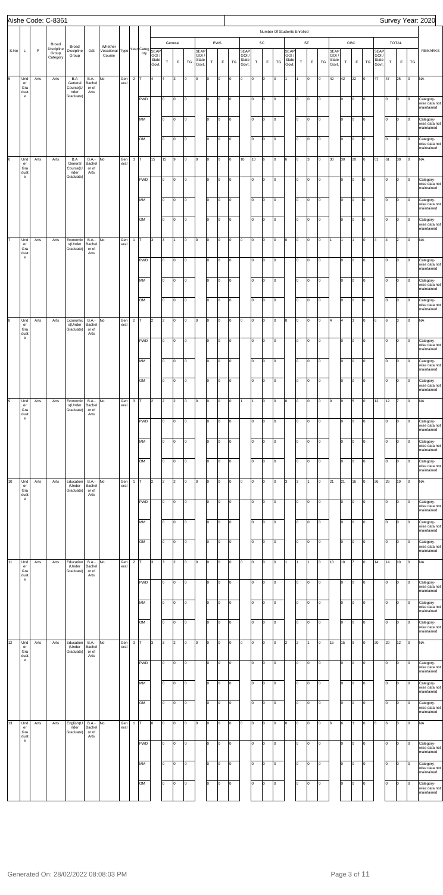Aishe Code: C-8361

Survey Year: 2020

| S.No | L | P | Broad Discipline Group Category | Broad Discipline Group | D/S | Whether Vocational Course | Type | Year | Category | Number Of Students Enrolled | | | | | | | | | | | | | | | | | | | | | | | | | | | | | | REMARKS |
|---|---|---|---|---|---|---|---|---|---|---|---|---|---|---|---|---|---|---|---|---|---|---|---|---|---|---|---|---|---|---|---|---|---|---|---|---|---|---|---|---|
| | | | | | | | | | | General | | | | | EWS | | | | | SC | | | | | ST | | | | | OBC | | | | | TOTAL | | | | | |
| | | | | | | | | | | SEAP GOI / State Govt. | T | F | TG | | SEAP GOI / State Govt. | T | F | TG | | SEAP GOI / State Govt. | T | F | TG | | SEAP GOI / State Govt. | T | F | TG | | SEAP GOI / State Govt. | T | F | TG | | SEAP GOI / State Govt. | T | F | TG | |
| 5 | Under Graduate | Arts | Arts | B.A General Course(Under Graduate) | B.A.-Bachelor of Arts | No | General | 2 | T | 4 | 4 | 3 | 0 | | 0 | 0 | 0 | 0 | | 0 | 0 | 0 | 0 | | 1 | 1 | 0 | 0 | | 42 | 42 | 22 | 0 | | 47 | 47 | 25 | 0 | | NA |
| | | | | | | | | | PWD | | 0 | 0 | 0 | | | 0 | 0 | 0 | | | 0 | 0 | 0 | | | 0 | 0 | 0 | | | 0 | 0 | 0 | | | 0 | 0 | 0 | | Category-wise data not maintained |
| | | | | | | | | | MM | | 0 | 0 | 0 | | | 0 | 0 | 0 | | | 0 | 0 | 0 | | | 0 | 0 | 0 | | | 0 | 0 | 0 | | | 0 | 0 | 0 | | Category-wise data not maintained |
| | | | | | | | | | OM | | 0 | 0 | 0 | | | 0 | 0 | 0 | | | 0 | 0 | 0 | | | 0 | 0 | 0 | | | 0 | 0 | 0 | | | 0 | 0 | 0 | | Category-wise data not maintained |
| 6 | Under Graduate | Arts | Arts | B.A General Course(Under Graduate) | B.A.-Bachelor of Arts | No | General | 3 | T | 15 | 15 | 9 | 0 | | 0 | 0 | 0 | 0 | | 10 | 10 | 6 | 0 | | 6 | 6 | 3 | 0 | | 30 | 30 | 20 | 0 | | 61 | 61 | 38 | 0 | | NA |
| | | | | | | | | | PWD | | 0 | 0 | 0 | | | 0 | 0 | 0 | | | 0 | 0 | 0 | | | 0 | 0 | 0 | | | 0 | 0 | 0 | | | 0 | 0 | 0 | | Category-wise data not maintained |
| | | | | | | | | | MM | | 0 | 0 | 0 | | | 0 | 0 | 0 | | | 0 | 0 | 0 | | | 0 | 0 | 0 | | | 0 | 0 | 0 | | | 0 | 0 | 0 | | Category-wise data not maintained |
| | | | | | | | | | OM | | 0 | 0 | 0 | | | 0 | 0 | 0 | | | 0 | 0 | 0 | | | 0 | 0 | 0 | | | 0 | 0 | 0 | | | 0 | 0 | 0 | | Category-wise data not maintained |
| 7 | Under Graduate | Arts | Arts | Economics(Under Graduate) | B.A.-Bachelor of Arts | No | General | 1 | T | 3 | 3 | 1 | 0 | | 0 | 0 | 0 | 0 | | 0 | 0 | 0 | 0 | | 0 | 0 | 0 | 0 | | 1 | 1 | 1 | 0 | | 4 | 4 | 2 | 0 | | NA |
| | | | | | | | | | PWD | | 0 | 0 | 0 | | | 0 | 0 | 0 | | | 0 | 0 | 0 | | | 0 | 0 | 0 | | | 0 | 0 | 0 | | | 0 | 0 | 0 | | Category-wise data not maintained |
| | | | | | | | | | MM | | 0 | 0 | 0 | | | 0 | 0 | 0 | | | 0 | 0 | 0 | | | 0 | 0 | 0 | | | 0 | 0 | 0 | | | 0 | 0 | 0 | | Category-wise data not maintained |
| | | | | | | | | | OM | | 0 | 0 | 0 | | | 0 | 0 | 0 | | | 0 | 0 | 0 | | | 0 | 0 | 0 | | | 0 | 0 | 0 | | | 0 | 0 | 0 | | Category-wise data not maintained |
| 8 | Under Graduate | Arts | Arts | Economics(Under Graduate) | B.A.-Bachelor of Arts | No | General | 2 | T | 2 | 2 | 0 | 0 | | 0 | 0 | 0 | 0 | | 0 | 0 | 0 | 0 | | 0 | 0 | 0 | 0 | | 4 | 4 | 3 | 0 | | 6 | 6 | 3 | 0 | | NA |
| | | | | | | | | | PWD | | 0 | 0 | 0 | | | 0 | 0 | 0 | | | 0 | 0 | 0 | | | 0 | 0 | 0 | | | 0 | 0 | 0 | | | 0 | 0 | 0 | | Category-wise data not maintained |
| | | | | | | | | | MM | | 0 | 0 | 0 | | | 0 | 0 | 0 | | | 0 | 0 | 0 | | | 0 | 0 | 0 | | | 0 | 0 | 0 | | | 0 | 0 | 0 | | Category-wise data not maintained |
| | | | | | | | | | OM | | 0 | 0 | 0 | | | 0 | 0 | 0 | | | 0 | 0 | 0 | | | 0 | 0 | 0 | | | 0 | 0 | 0 | | | 0 | 0 | 0 | | Category-wise data not maintained |
| 9 | Under Graduate | Arts | Arts | Economics(Under Graduate) | B.A.-Bachelor of Arts | No | General | 3 | T | 2 | 2 | 2 | 0 | | 0 | 0 | 0 | 0 | | 1 | 1 | 0 | 0 | | 0 | 0 | 0 | 0 | | 9 | 9 | 5 | 0 | | 12 | 12 | 7 | 0 | | NA |
| | | | | | | | | | PWD | | 0 | 0 | 0 | | | 0 | 0 | 0 | | | 0 | 0 | 0 | | | 0 | 0 | 0 | | | 0 | 0 | 0 | | | 0 | 0 | 0 | | Category-wise data not maintained |
| | | | | | | | | | MM | | 0 | 0 | 0 | | | 0 | 0 | 0 | | | 0 | 0 | 0 | | | 0 | 0 | 0 | | | 0 | 0 | 0 | | | 0 | 0 | 0 | | Category-wise data not maintained |
| | | | | | | | | | OM | | 0 | 0 | 0 | | | 0 | 0 | 0 | | | 0 | 0 | 0 | | | 0 | 0 | 0 | | | 0 | 0 | 0 | | | 0 | 0 | 0 | | Category-wise data not maintained |
| 10 | Under Graduate | Arts | Arts | Education (Under Graduate) | B.A.-Bachelor of Arts | No | General | 1 | T | 2 | 2 | 2 | 0 | | 0 | 0 | 0 | 0 | | 0 | 0 | 0 | 0 | | 3 | 3 | 1 | 0 | | 21 | 21 | 16 | 0 | | 26 | 26 | 19 | 0 | | NA |
| | | | | | | | | | PWD | | 0 | 0 | 0 | | | 0 | 0 | 0 | | | 0 | 0 | 0 | | | 0 | 0 | 0 | | | 0 | 0 | 0 | | | 0 | 0 | 0 | | Category-wise data not maintained |
| | | | | | | | | | MM | | 0 | 0 | 0 | | | 0 | 0 | 0 | | | 0 | 0 | 0 | | | 0 | 0 | 0 | | | 0 | 0 | 0 | | | 0 | 0 | 0 | | Category-wise data not maintained |
| | | | | | | | | | OM | | 0 | 0 | 0 | | | 0 | 0 | 0 | | | 0 | 0 | 0 | | | 0 | 0 | 0 | | | 0 | 0 | 0 | | | 0 | 0 | 0 | | Category-wise data not maintained |
| 11 | Under Graduate | Arts | Arts | Education (Under Graduate) | B.A.-Bachelor of Arts | No | General | 2 | T | 3 | 3 | 2 | 0 | | 0 | 0 | 0 | 0 | | 0 | 0 | 0 | 0 | | 1 | 1 | 1 | 0 | | 10 | 10 | 7 | 0 | | 14 | 14 | 10 | 0 | | NA |
| | | | | | | | | | PWD | | 0 | 0 | 0 | | | 0 | 0 | 0 | | | 0 | 0 | 0 | | | 0 | 0 | 0 | | | 0 | 0 | 0 | | | 0 | 0 | 0 | | Category-wise data not maintained |
| | | | | | | | | | MM | | 0 | 0 | 0 | | | 0 | 0 | 0 | | | 0 | 0 | 0 | | | 0 | 0 | 0 | | | 0 | 0 | 0 | | | 0 | 0 | 0 | | Category-wise data not maintained |
| | | | | | | | | | OM | | 0 | 0 | 0 | | | 0 | 0 | 0 | | | 0 | 0 | 0 | | | 0 | 0 | 0 | | | 0 | 0 | 0 | | | 0 | 0 | 0 | | Category-wise data not maintained |
| 12 | Under Graduate | Arts | Arts | Education (Under Graduate) | B.A.-Bachelor of Arts | No | General | 3 | T | 3 | 3 | 2 | 0 | | 0 | 0 | 0 | 0 | | 0 | 0 | 0 | 0 | | 2 | 2 | 1 | 0 | | 15 | 15 | 9 | 0 | | 20 | 20 | 12 | 0 | | NA |
| | | | | | | | | | PWD | | 0 | 0 | 0 | | | 0 | 0 | 0 | | | 0 | 0 | 0 | | | 0 | 0 | 0 | | | 0 | 0 | 0 | | | 0 | 0 | 0 | | Category-wise data not maintained |
| | | | | | | | | | MM | | 0 | 0 | 0 | | | 0 | 0 | 0 | | | 0 | 0 | 0 | | | 0 | 0 | 0 | | | 0 | 0 | 0 | | | 0 | 0 | 0 | | Category-wise data not maintained |
| | | | | | | | | | OM | | 0 | 0 | 0 | | | 0 | 0 | 0 | | | 0 | 0 | 0 | | | 0 | 0 | 0 | | | 0 | 0 | 0 | | | 0 | 0 | 0 | | Category-wise data not maintained |
| 13 | Under Graduate | Arts | Arts | English(Under Graduate) | B.A.-Bachelor of Arts | No | General | 1 | T | 0 | 0 | 0 | 0 | | 0 | 0 | 0 | 0 | | 0 | 0 | 0 | 0 | | 0 | 0 | 0 | 0 | | 6 | 6 | 3 | 0 | | 6 | 6 | 3 | 0 | | NA |
| | | | | | | | | | PWD | | 0 | 0 | 0 | | | 0 | 0 | 0 | | | 0 | 0 | 0 | | | 0 | 0 | 0 | | | 0 | 0 | 0 | | | 0 | 0 | 0 | | Category-wise data not maintained |
| | | | | | | | | | MM | | 0 | 0 | 0 | | | 0 | 0 | 0 | | | 0 | 0 | 0 | | | 0 | 0 | 0 | | | 0 | 0 | 0 | | | 0 | 0 | 0 | | Category-wise data not maintained |
| | | | | | | | | | OM | | 0 | 0 | 0 | | | 0 | 0 | 0 | | | 0 | 0 | 0 | | | 0 | 0 | 0 | | | 0 | 0 | 0 | | | 0 | 0 | 0 | | Category-wise data not maintained |

Generated On: 28/02/2022 08:08:03 PM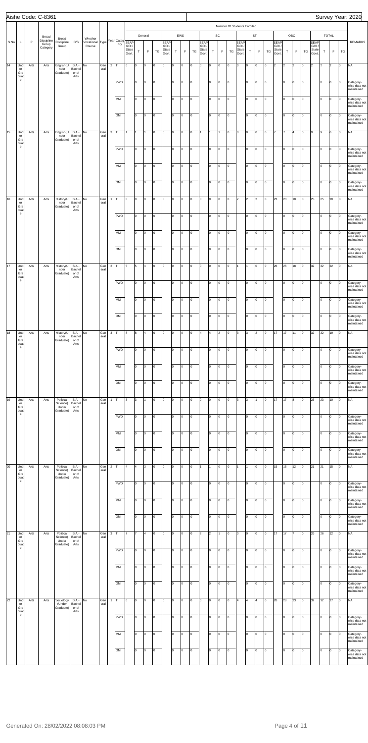Aishe Code: C-8361

Survey Year: 2020

| S.No | L | P | Broad Discipline Group Category | Broad Discipline Group | D/S | Whether Vocational Course | Type | Year | Category | General | | | | | EWS | | | | | SC | | | | | ST | | | | | OBC | | | | | TOTAL | | | | REMARKS |
|---|---|---|---|---|---|---|---|---|---|---|---|---|---|---|---|---|---|---|---|---|---|---|---|---|---|---|---|---|---|---|---|---|---|---|---|---|---|---|---|
| | | | | | | | | | | SEAP GOI / State Govt. | T | F | TG | SEAP GOI / State Govt. | T | F | TG | SEAP GOI / State Govt. | T | F | TG | SEAP GOI / State Govt. | T | F | TG | SEAP GOI / State Govt. | T | F | TG | SEAP GOI / State Govt. | T | F | TG | |
| 14 | Under Graduate | Arts | Arts | English(Under Graduate) | B.A.-Bachel or of Arts | No | General | 2 | T | 0 | 0 | 0 | 0 | 0 | 0 | 0 | 0 | 0 | 0 | 0 | 0 | 0 | 0 | 0 | 0 | 2 | 2 | 2 | 0 | 2 | 2 | 2 | 0 | NA |
| | | | | | | | | | PWD | | 0 | 0 | 0 | | 0 | 0 | 0 | | 0 | 0 | 0 | | 0 | 0 | 0 | | 0 | 0 | 0 | | 0 | 0 | 0 | Category-wise data not maintained |
| | | | | | | | | | MM | | 0 | 0 | 0 | | 0 | 0 | 0 | | 0 | 0 | 0 | | 0 | 0 | 0 | | 0 | 0 | 0 | | 0 | 0 | 0 | Category-wise data not maintained |
| | | | | | | | | | OM | | 0 | 0 | 0 | | 0 | 0 | 0 | | 0 | 0 | 0 | | 0 | 0 | 0 | | 0 | 0 | 0 | | 0 | 0 | 0 | Category-wise data not maintained |
| 15 | Under Graduate | Arts | Arts | English(Under Graduate) | B.A.-Bachel or of Arts | No | General | 3 | T | 1 | 1 | 1 | 0 | 0 | 0 | 0 | 0 | 1 | 1 | 1 | 0 | 0 | 0 | 0 | 0 | 7 | 7 | 4 | 0 | 9 | 9 | 6 | 0 | NA |
| | | | | | | | | | PWD | | 0 | 0 | 0 | | 0 | 0 | 0 | | 0 | 0 | 0 | | 0 | 0 | 0 | | 0 | 0 | 0 | | 0 | 0 | 0 | Category-wise data not maintained |
| | | | | | | | | | MM | | 0 | 0 | 0 | | 0 | 0 | 0 | | 0 | 0 | 0 | | 0 | 0 | 0 | | 0 | 0 | 0 | | 0 | 0 | 0 | Category-wise data not maintained |
| | | | | | | | | | OM | | 0 | 0 | 0 | | 0 | 0 | 0 | | 0 | 0 | 0 | | 0 | 0 | 0 | | 0 | 0 | 0 | | 0 | 0 | 0 | Category-wise data not maintained |
| 16 | Under Graduate | Arts | Arts | History(Under Graduate) | B.A.-Bachel or of Arts | No | General | 1 | T | 0 | 0 | 0 | 0 | 0 | 0 | 0 | 0 | 0 | 0 | 0 | 0 | 2 | 2 | 2 | 0 | 23 | 23 | 18 | 0 | 25 | 25 | 20 | 0 | NA |
| | | | | | | | | | PWD | | 0 | 0 | 0 | | 0 | 0 | 0 | | 0 | 0 | 0 | | 0 | 0 | 0 | | 0 | 0 | 0 | | 0 | 0 | 0 | Category-wise data not maintained |
| | | | | | | | | | MM | | 0 | 0 | 0 | | 0 | 0 | 0 | | 0 | 0 | 0 | | 0 | 0 | 0 | | 0 | 0 | 0 | | 0 | 0 | 0 | Category-wise data not maintained |
| | | | | | | | | | OM | | 0 | 0 | 0 | | 0 | 0 | 0 | | 0 | 0 | 0 | | 0 | 0 | 0 | | 0 | 0 | 0 | | 0 | 0 | 0 | Category-wise data not maintained |
| 17 | Under Graduate | Arts | Arts | History(Under Graduate) | B.A.-Bachel or of Arts | No | General | 2 | T | 5 | 5 | 4 | 0 | 0 | 0 | 0 | 0 | 0 | 0 | 0 | 0 | 1 | 1 | 0 | 0 | 26 | 26 | 18 | 0 | 32 | 32 | 22 | 0 | NA |
| | | | | | | | | | PWD | | 0 | 0 | 0 | | 0 | 0 | 0 | | 0 | 0 | 0 | | 0 | 0 | 0 | | 0 | 0 | 0 | | 0 | 0 | 0 | Category-wise data not maintained |
| | | | | | | | | | MM | | 0 | 0 | 0 | | 0 | 0 | 0 | | 0 | 0 | 0 | | 0 | 0 | 0 | | 0 | 0 | 0 | | 0 | 0 | 0 | Category-wise data not maintained |
| | | | | | | | | | OM | | 0 | 0 | 0 | | 0 | 0 | 0 | | 0 | 0 | 0 | | 0 | 0 | 0 | | 0 | 0 | 0 | | 0 | 0 | 0 | Category-wise data not maintained |
| 18 | Under Graduate | Arts | Arts | History(Under Graduate) | B.A.-Bachel or of Arts | No | General | 3 | T | 8 | 8 | 4 | 0 | 0 | 0 | 0 | 0 | 4 | 4 | 2 | 0 | 3 | 3 | 2 | 0 | 17 | 17 | 11 | 0 | 32 | 32 | 19 | 0 | NA |
| | | | | | | | | | PWD | | 0 | 0 | 0 | | 0 | 0 | 0 | | 0 | 0 | 0 | | 0 | 0 | 0 | | 0 | 0 | 0 | | 0 | 0 | 0 | Category-wise data not maintained |
| | | | | | | | | | MM | | 0 | 0 | 0 | | 0 | 0 | 0 | | 0 | 0 | 0 | | 0 | 0 | 0 | | 0 | 0 | 0 | | 0 | 0 | 0 | Category-wise data not maintained |
| | | | | | | | | | OM | | 0 | 0 | 0 | | 0 | 0 | 0 | | 0 | 0 | 0 | | 0 | 0 | 0 | | 0 | 0 | 0 | | 0 | 0 | 0 | Category-wise data not maintained |
| 19 | Under Graduate | Arts | Arts | Political Science(Under Graduate) | B.A.-Bachel or of Arts | No | General | 1 | T | 3 | 3 | 1 | 0 | 0 | 0 | 0 | 0 | 0 | 0 | 0 | 0 | 3 | 3 | 1 | 0 | 17 | 17 | 8 | 0 | 23 | 23 | 10 | 0 | NA |
| | | | | | | | | | PWD | | 0 | 0 | 0 | | 0 | 0 | 0 | | 0 | 0 | 0 | | 0 | 0 | 0 | | 0 | 0 | 0 | | 0 | 0 | 0 | Category-wise data not maintained |
| | | | | | | | | | MM | | 0 | 0 | 0 | | 0 | 0 | 0 | | 0 | 0 | 0 | | 0 | 0 | 0 | | 0 | 0 | 0 | | 0 | 0 | 0 | Category-wise data not maintained |
| | | | | | | | | | OM | | 0 | 0 | 0 | | 0 | 0 | 0 | | 0 | 0 | 0 | | 0 | 0 | 0 | | 0 | 0 | 0 | | 0 | 0 | 0 | Category-wise data not maintained |
| 20 | Under Graduate | Arts | Arts | Political Science(Under Graduate) | B.A.-Bachel or of Arts | No | General | 2 | T | 4 | 4 | 3 | 0 | 0 | 0 | 0 | 0 | 1 | 1 | 0 | 0 | 1 | 1 | 0 | 0 | 15 | 15 | 12 | 0 | 21 | 21 | 15 | 0 | NA |
| | | | | | | | | | PWD | | 0 | 0 | 0 | | 0 | 0 | 0 | | 0 | 0 | 0 | | 0 | 0 | 0 | | 0 | 0 | 0 | | 0 | 0 | 0 | Category-wise data not maintained |
| | | | | | | | | | MM | | 0 | 0 | 0 | | 0 | 0 | 0 | | 0 | 0 | 0 | | 0 | 0 | 0 | | 0 | 0 | 0 | | 0 | 0 | 0 | Category-wise data not maintained |
| | | | | | | | | | OM | | 0 | 0 | 0 | | 0 | 0 | 0 | | 0 | 0 | 0 | | 0 | 0 | 0 | | 0 | 0 | 0 | | 0 | 0 | 0 | Category-wise data not maintained |
| 21 | Under Graduate | Arts | Arts | Political Science(Under Graduate) | B.A.-Bachel or of Arts | No | General | 3 | T | 7 | 7 | 4 | 0 | 0 | 0 | 0 | 0 | 2 | 2 | 1 | 0 | 0 | 0 | 0 | 0 | 17 | 17 | 7 | 0 | 26 | 26 | 12 | 0 | NA |
| | | | | | | | | | PWD | | 0 | 0 | 0 | | 0 | 0 | 0 | | 0 | 0 | 0 | | 0 | 0 | 0 | | 0 | 0 | 0 | | 0 | 0 | 0 | Category-wise data not maintained |
| | | | | | | | | | MM | | 0 | 0 | 0 | | 0 | 0 | 0 | | 0 | 0 | 0 | | 0 | 0 | 0 | | 0 | 0 | 0 | | 0 | 0 | 0 | Category-wise data not maintained |
| | | | | | | | | | OM | | 0 | 0 | 0 | | 0 | 0 | 0 | | 0 | 0 | 0 | | 0 | 0 | 0 | | 0 | 0 | 0 | | 0 | 0 | 0 | Category-wise data not maintained |
| 22 | Under Graduate | Arts | Arts | Sociology (Under Graduate) | B.A.-Bachel or of Arts | No | General | 1 | T | 0 | 0 | 0 | 0 | 0 | 0 | 0 | 0 | 0 | 0 | 0 | 0 | 4 | 4 | 4 | 0 | 28 | 28 | 23 | 0 | 32 | 32 | 27 | 0 | NA |
| | | | | | | | | | PWD | | 0 | 0 | 0 | | 0 | 0 | 0 | | 0 | 0 | 0 | | 0 | 0 | 0 | | 0 | 0 | 0 | | 0 | 0 | 0 | Category-wise data not maintained |
| | | | | | | | | | MM | | 0 | 0 | 0 | | 0 | 0 | 0 | | 0 | 0 | 0 | | 0 | 0 | 0 | | 0 | 0 | 0 | | 0 | 0 | 0 | Category-wise data not maintained |
| | | | | | | | | | OM | | 0 | 0 | 0 | | 0 | 0 | 0 | | 0 | 0 | 0 | | 0 | 0 | 0 | | 0 | 0 | 0 | | 0 | 0 | 0 | Category-wise data not maintained |

Generated On: 28/02/2022 08:08:03 PM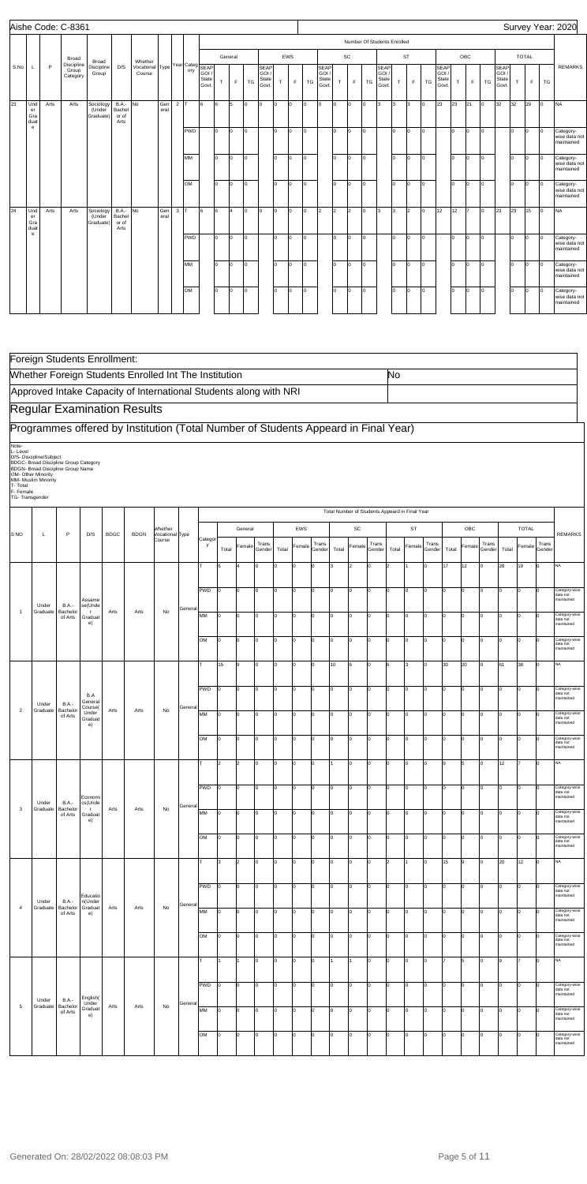Aishe Code: C-8361 | Survey Year: 2020

| S.No | L | P | Broad Discipline Group Category | Broad Discipline Group | D/S | Whether Vocational Course | Type | Year | Category | General SEAP GOI / State Govt. | General T | General F | General TG | EWS SEAP GOI / State Govt. | EWS T | EWS F | EWS TG | SC SEAP GOI / State Govt. | SC T | SC F | SC TG | ST SEAP GOI / State Govt. | ST T | ST F | ST TG | OBC SEAP GOI / State Govt. | OBC T | OBC F | OBC TG | TOTAL SEAP GOI / State Govt. | TOTAL T | TOTAL F | TOTAL TG | REMARKS |
|---|---|---|---|---|---|---|---|---|---|---|---|---|---|---|---|---|---|---|---|---|---|---|---|---|---|---|---|---|---|---|---|---|---|---|
| 23 | Under Graduate | Arts | Arts | Sociology (Under Graduate) | B.A.-Bachelor of Arts | No | General | 2 | T | 6 | 6 | 5 | 0 | 0 | 0 | 0 | 0 | 0 | 0 | 0 | 0 | 3 | 3 | 3 | 0 | 23 | 23 | 21 | 0 | 32 | 32 | 29 | 0 | NA |
| | | | | | | | | | PWD | | 0 | 0 | 0 | | 0 | 0 | 0 | | 0 | 0 | 0 | | 0 | 0 | 0 | | 0 | 0 | 0 | | 0 | 0 | 0 | Category-wise data not maintained |
| | | | | | | | | | MM | | 0 | 0 | 0 | | 0 | 0 | 0 | | 0 | 0 | 0 | | 0 | 0 | 0 | | 0 | 0 | 0 | | 0 | 0 | 0 | Category-wise data not maintained |
| | | | | | | | | | OM | | 0 | 0 | 0 | | 0 | 0 | 0 | | 0 | 0 | 0 | | 0 | 0 | 0 | | 0 | 0 | 0 | | 0 | 0 | 0 | Category-wise data not maintained |
| 24 | Under Graduate | Arts | Arts | Sociology (Under Graduate) | B.A.-Bachelor of Arts | No | General | 3 | T | 6 | 6 | 4 | 0 | 0 | 0 | 0 | 0 | 2 | 2 | 2 | 0 | 3 | 3 | 2 | 0 | 12 | 12 | 7 | 0 | 23 | 23 | 15 | 0 | NA |
| | | | | | | | | | PWD | | 0 | 0 | 0 | | 0 | 0 | 0 | | 0 | 0 | 0 | | 0 | 0 | 0 | | 0 | 0 | 0 | | 0 | 0 | 0 | Category-wise data not maintained |
| | | | | | | | | | MM | | 0 | 0 | 0 | | 0 | 0 | 0 | | 0 | 0 | 0 | | 0 | 0 | 0 | | 0 | 0 | 0 | | 0 | 0 | 0 | Category-wise data not maintained |
| | | | | | | | | | OM | | 0 | 0 | 0 | | 0 | 0 | 0 | | 0 | 0 | 0 | | 0 | 0 | 0 | | 0 | 0 | 0 | | 0 | 0 | 0 | Category-wise data not maintained |

## Foreign Students Enrollment:

Whether Foreign Students Enrolled Int The Institution: No

Approved Intake Capacity of International Students along with NRI

## Regular Examination Results

## Programmes offered by Institution (Total Number of Students Appeard in Final Year)

Note-
L- Level
D/S- Discipline/Subject
BDGC- Broad Discipline Group Category
BDGN- Broad Discipline Group Name
OM- Other Minority
MM- Muslim Minority
T- Total
F- Female
TG- Transgender

| S NO | L | P | D/S | BDGC | BDGN | Whether Vocational Course | Type | Category | General Total | General Female | General Trans Gender | EWS Total | EWS Female | EWS Trans Gender | SC Total | SC Female | SC Trans Gender | ST Total | ST Female | ST Trans Gender | OBC Total | OBC Female | OBC Trans Gender | TOTAL Total | TOTAL Female | TOTAL Trans Gender | REMARKS |
|---|---|---|---|---|---|---|---|---|---|---|---|---|---|---|---|---|---|---|---|---|---|---|---|---|---|---|---|
| 1 | Under Graduate | B.A.-Bachelor of Arts | Assamese(Under Graduate) | Arts | Arts | No | General | T | 6 | 4 | 0 | 0 | 0 | 0 | 3 | 2 | 0 | 2 | 1 | 0 | 17 | 12 | 0 | 28 | 19 | 0 | NA |
| | | | | | | | | PWD | 0 | 0 | 0 | 0 | 0 | 0 | 0 | 0 | 0 | 0 | 0 | 0 | 0 | 0 | 0 | 0 | 0 | 0 | Category-wise data not maintained |
| | | | | | | | | MM | 0 | 0 | 0 | 0 | 0 | 0 | 0 | 0 | 0 | 0 | 0 | 0 | 0 | 0 | 0 | 0 | 0 | 0 | Category-wise data not maintained |
| | | | | | | | | OM | 0 | 0 | 0 | 0 | 0 | 0 | 0 | 0 | 0 | 0 | 0 | 0 | 0 | 0 | 0 | 0 | 0 | 0 | Category-wise data not maintained |
| 2 | Under Graduate | B.A.-Bachelor of Arts | B.A General Course(Under Graduate) | Arts | Arts | No | General | T | 15 | 9 | 0 | 0 | 0 | 0 | 10 | 6 | 0 | 6 | 3 | 0 | 30 | 20 | 0 | 61 | 38 | 0 | NA |
| | | | | | | | | PWD | 0 | 0 | 0 | 0 | 0 | 0 | 0 | 0 | 0 | 0 | 0 | 0 | 0 | 0 | 0 | 0 | 0 | 0 | Category-wise data not maintained |
| | | | | | | | | MM | 0 | 0 | 0 | 0 | 0 | 0 | 0 | 0 | 0 | 0 | 0 | 0 | 0 | 0 | 0 | 0 | 0 | 0 | Category-wise data not maintained |
| | | | | | | | | OM | 0 | 0 | 0 | 0 | 0 | 0 | 0 | 0 | 0 | 0 | 0 | 0 | 0 | 0 | 0 | 0 | 0 | 0 | Category-wise data not maintained |
| 3 | Under Graduate | B.A.-Bachelor of Arts | Economics(Under Graduate) | Arts | Arts | No | General | T | 2 | 2 | 0 | 0 | 0 | 0 | 1 | 0 | 0 | 0 | 0 | 0 | 9 | 5 | 0 | 12 | 7 | 0 | NA |
| | | | | | | | | PWD | 0 | 0 | 0 | 0 | 0 | 0 | 0 | 0 | 0 | 0 | 0 | 0 | 0 | 0 | 0 | 0 | 0 | 0 | Category-wise data not maintained |
| | | | | | | | | MM | 0 | 0 | 0 | 0 | 0 | 0 | 0 | 0 | 0 | 0 | 0 | 0 | 0 | 0 | 0 | 0 | 0 | 0 | Category-wise data not maintained |
| | | | | | | | | OM | 0 | 0 | 0 | 0 | 0 | 0 | 0 | 0 | 0 | 0 | 0 | 0 | 0 | 0 | 0 | 0 | 0 | 0 | Category-wise data not maintained |
| 4 | Under Graduate | B.A.-Bachelor of Arts | Education(Under Graduate) | Arts | Arts | No | General | T | 3 | 2 | 0 | 0 | 0 | 0 | 0 | 0 | 0 | 2 | 1 | 0 | 15 | 9 | 0 | 20 | 12 | 0 | NA |
| | | | | | | | | PWD | 0 | 0 | 0 | 0 | 0 | 0 | 0 | 0 | 0 | 0 | 0 | 0 | 0 | 0 | 0 | 0 | 0 | 0 | Category-wise data not maintained |
| | | | | | | | | MM | 0 | 0 | 0 | 0 | 0 | 0 | 0 | 0 | 0 | 0 | 0 | 0 | 0 | 0 | 0 | 0 | 0 | 0 | Category-wise data not maintained |
| | | | | | | | | OM | 0 | 0 | 0 | 0 | 0 | 0 | 0 | 0 | 0 | 0 | 0 | 0 | 0 | 0 | 0 | 0 | 0 | 0 | Category-wise data not maintained |
| 5 | Under Graduate | B.A.-Bachelor of Arts | English(Under Graduate) | Arts | Arts | No | General | T | 1 | 1 | 0 | 0 | 0 | 0 | 1 | 1 | 0 | 0 | 0 | 0 | 7 | 5 | 0 | 9 | 7 | 0 | NA |
| | | | | | | | | PWD | 0 | 0 | 0 | 0 | 0 | 0 | 0 | 0 | 0 | 0 | 0 | 0 | 0 | 0 | 0 | 0 | 0 | 0 | Category-wise data not maintained |
| | | | | | | | | MM | 0 | 0 | 0 | 0 | 0 | 0 | 0 | 0 | 0 | 0 | 0 | 0 | 0 | 0 | 0 | 0 | 0 | 0 | Category-wise data not maintained |
| | | | | | | | | OM | 0 | 0 | 0 | 0 | 0 | 0 | 0 | 0 | 0 | 0 | 0 | 0 | 0 | 0 | 0 | 0 | 0 | 0 | Category-wise data not maintained |

Generated On: 28/02/2022 08:08:03 PM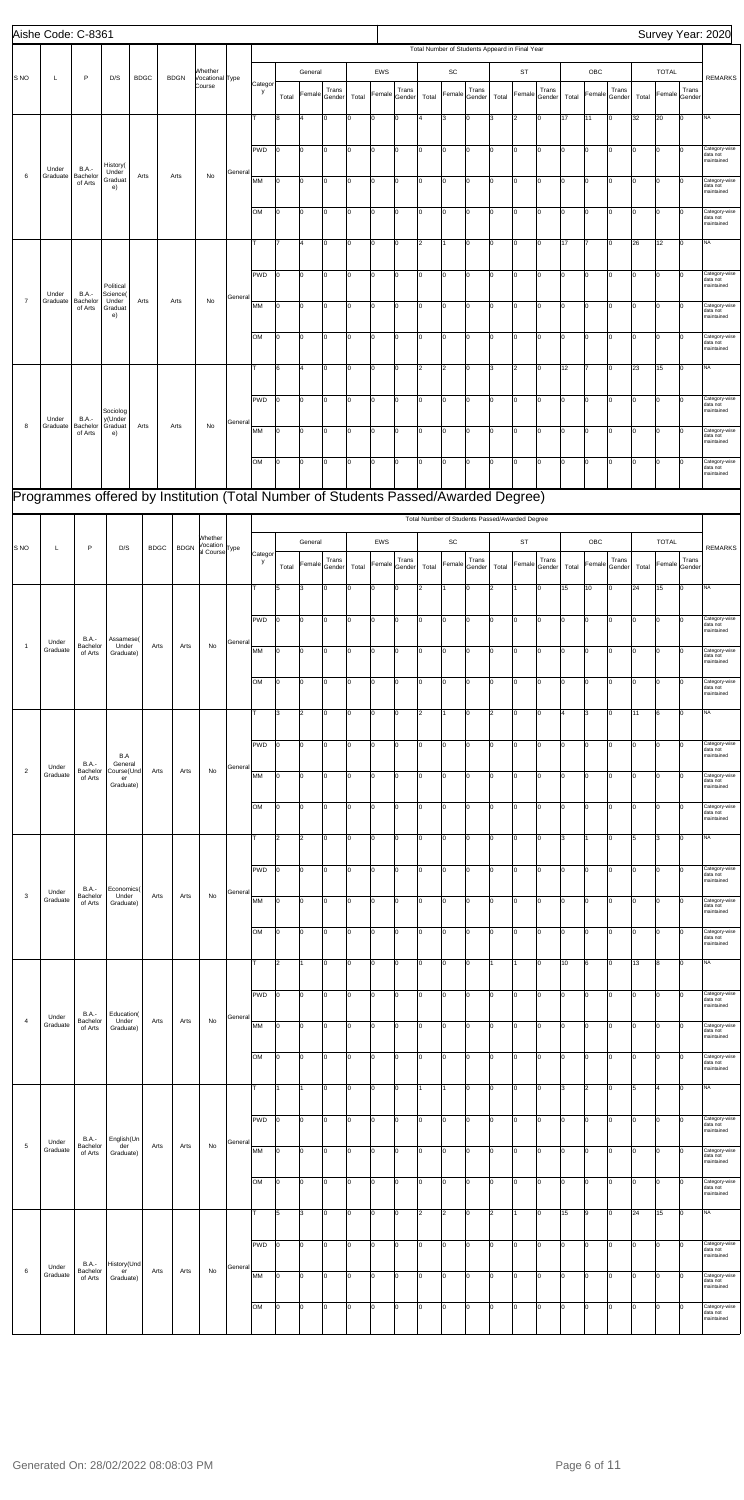Aishe Code: C-8361 Survey Year: 2020

| S NO | L | P | D/S | BDGC | BDGN | Whether Vocational Course | Type | Category | General Total | General Female | General Trans Gender | EWS Total | EWS Female | EWS Trans Gender | SC Total | SC Female | SC Trans Gender | ST Total | ST Female | ST Trans Gender | OBC Total | OBC Female | OBC Trans Gender | TOTAL Total | TOTAL Female | TOTAL Trans Gender | REMARKS |
|---|---|---|---|---|---|---|---|---|---|---|---|---|---|---|---|---|---|---|---|---|---|---|---|---|---|---|---|
| | | | | | | | | | **Total Number of Students Appeard in Final Year** | | | | | | | | | | | | | | | | | | |
| 6 | Under Graduate | B.A.-Bachelor of Arts | History(Under Graduate) | Arts | Arts | No | General | T | 8 | 4 | 0 | 0 | 0 | 0 | 4 | 3 | 0 | 3 | 2 | 0 | 17 | 11 | 0 | 32 | 20 | 0 | NA |
| | | | | | | | | PWD | 0 | 0 | 0 | 0 | 0 | 0 | 0 | 0 | 0 | 0 | 0 | 0 | 0 | 0 | 0 | 0 | 0 | 0 | Category-wise data not maintained |
| | | | | | | | | MM | 0 | 0 | 0 | 0 | 0 | 0 | 0 | 0 | 0 | 0 | 0 | 0 | 0 | 0 | 0 | 0 | 0 | 0 | Category-wise data not maintained |
| | | | | | | | | OM | 0 | 0 | 0 | 0 | 0 | 0 | 0 | 0 | 0 | 0 | 0 | 0 | 0 | 0 | 0 | 0 | 0 | 0 | Category-wise data not maintained |
| 7 | Under Graduate | B.A.-Bachelor of Arts | Political Science(Under Graduate) | Arts | Arts | No | General | T | 7 | 4 | 0 | 0 | 0 | 0 | 2 | 1 | 0 | 0 | 0 | 0 | 17 | 7 | 0 | 26 | 12 | 0 | NA |
| | | | | | | | | PWD | 0 | 0 | 0 | 0 | 0 | 0 | 0 | 0 | 0 | 0 | 0 | 0 | 0 | 0 | 0 | 0 | 0 | 0 | Category-wise data not maintained |
| | | | | | | | | MM | 0 | 0 | 0 | 0 | 0 | 0 | 0 | 0 | 0 | 0 | 0 | 0 | 0 | 0 | 0 | 0 | 0 | 0 | Category-wise data not maintained |
| | | | | | | | | OM | 0 | 0 | 0 | 0 | 0 | 0 | 0 | 0 | 0 | 0 | 0 | 0 | 0 | 0 | 0 | 0 | 0 | 0 | Category-wise data not maintained |
| 8 | Under Graduate | B.A.-Bachelor of Arts | Sociology(Under Graduate) | Arts | Arts | No | General | T | 6 | 4 | 0 | 0 | 0 | 0 | 2 | 2 | 0 | 3 | 2 | 0 | 12 | 7 | 0 | 23 | 15 | 0 | NA |
| | | | | | | | | PWD | 0 | 0 | 0 | 0 | 0 | 0 | 0 | 0 | 0 | 0 | 0 | 0 | 0 | 0 | 0 | 0 | 0 | 0 | Category-wise data not maintained |
| | | | | | | | | MM | 0 | 0 | 0 | 0 | 0 | 0 | 0 | 0 | 0 | 0 | 0 | 0 | 0 | 0 | 0 | 0 | 0 | 0 | Category-wise data not maintained |
| | | | | | | | | OM | 0 | 0 | 0 | 0 | 0 | 0 | 0 | 0 | 0 | 0 | 0 | 0 | 0 | 0 | 0 | 0 | 0 | 0 | Category-wise data not maintained |

## Programmes offered by Institution (Total Number of Students Passed/Awarded Degree)

| S NO | L | P | D/S | BDGC | BDGN | Whether Vocational Course | Type | Category | General Total | General Female | General Trans Gender | EWS Total | EWS Female | EWS Trans Gender | SC Total | SC Female | SC Trans Gender | ST Total | ST Female | ST Trans Gender | OBC Total | OBC Female | OBC Trans Gender | TOTAL Total | TOTAL Female | TOTAL Trans Gender | REMARKS |
|---|---|---|---|---|---|---|---|---|---|---|---|---|---|---|---|---|---|---|---|---|---|---|---|---|---|---|---|
| | | | | | | | | | **Total Number of Students Passed/Awarded Degree** | | | | | | | | | | | | | | | | | | |
| 1 | Under Graduate | B.A.-Bachelor of Arts | Assamese(Under Graduate) | Arts | Arts | No | General | T | 5 | 3 | 0 | 0 | 0 | 0 | 2 | 1 | 0 | 2 | 1 | 0 | 15 | 10 | 0 | 24 | 15 | 0 | NA |
| | | | | | | | | PWD | 0 | 0 | 0 | 0 | 0 | 0 | 0 | 0 | 0 | 0 | 0 | 0 | 0 | 0 | 0 | 0 | 0 | 0 | Category-wise data not maintained |
| | | | | | | | | MM | 0 | 0 | 0 | 0 | 0 | 0 | 0 | 0 | 0 | 0 | 0 | 0 | 0 | 0 | 0 | 0 | 0 | 0 | Category-wise data not maintained |
| | | | | | | | | OM | 0 | 0 | 0 | 0 | 0 | 0 | 0 | 0 | 0 | 0 | 0 | 0 | 0 | 0 | 0 | 0 | 0 | 0 | Category-wise data not maintained |
| 2 | Under Graduate | B.A.-Bachelor of Arts | B.A General Course(Under Graduate) | Arts | Arts | No | General | T | 3 | 2 | 0 | 0 | 0 | 0 | 2 | 1 | 0 | 2 | 0 | 0 | 4 | 3 | 0 | 11 | 6 | 0 | NA |
| | | | | | | | | PWD | 0 | 0 | 0 | 0 | 0 | 0 | 0 | 0 | 0 | 0 | 0 | 0 | 0 | 0 | 0 | 0 | 0 | 0 | Category-wise data not maintained |
| | | | | | | | | MM | 0 | 0 | 0 | 0 | 0 | 0 | 0 | 0 | 0 | 0 | 0 | 0 | 0 | 0 | 0 | 0 | 0 | 0 | Category-wise data not maintained |
| | | | | | | | | OM | 0 | 0 | 0 | 0 | 0 | 0 | 0 | 0 | 0 | 0 | 0 | 0 | 0 | 0 | 0 | 0 | 0 | 0 | Category-wise data not maintained |
| 3 | Under Graduate | B.A.-Bachelor of Arts | Economics(Under Graduate) | Arts | Arts | No | General | T | 2 | 2 | 0 | 0 | 0 | 0 | 0 | 0 | 0 | 0 | 0 | 0 | 3 | 1 | 0 | 5 | 3 | 0 | NA |
| | | | | | | | | PWD | 0 | 0 | 0 | 0 | 0 | 0 | 0 | 0 | 0 | 0 | 0 | 0 | 0 | 0 | 0 | 0 | 0 | 0 | Category-wise data not maintained |
| | | | | | | | | MM | 0 | 0 | 0 | 0 | 0 | 0 | 0 | 0 | 0 | 0 | 0 | 0 | 0 | 0 | 0 | 0 | 0 | 0 | Category-wise data not maintained |
| | | | | | | | | OM | 0 | 0 | 0 | 0 | 0 | 0 | 0 | 0 | 0 | 0 | 0 | 0 | 0 | 0 | 0 | 0 | 0 | 0 | Category-wise data not maintained |
| 4 | Under Graduate | B.A.-Bachelor of Arts | Education(Under Graduate) | Arts | Arts | No | General | T | 2 | 1 | 0 | 0 | 0 | 0 | 0 | 0 | 0 | 1 | 1 | 0 | 10 | 6 | 0 | 13 | 8 | 0 | NA |
| | | | | | | | | PWD | 0 | 0 | 0 | 0 | 0 | 0 | 0 | 0 | 0 | 0 | 0 | 0 | 0 | 0 | 0 | 0 | 0 | 0 | Category-wise data not maintained |
| | | | | | | | | MM | 0 | 0 | 0 | 0 | 0 | 0 | 0 | 0 | 0 | 0 | 0 | 0 | 0 | 0 | 0 | 0 | 0 | 0 | Category-wise data not maintained |
| | | | | | | | | OM | 0 | 0 | 0 | 0 | 0 | 0 | 0 | 0 | 0 | 0 | 0 | 0 | 0 | 0 | 0 | 0 | 0 | 0 | Category-wise data not maintained |
| 5 | Under Graduate | B.A.-Bachelor of Arts | English(Under Graduate) | Arts | Arts | No | General | T | 1 | 1 | 0 | 0 | 0 | 0 | 1 | 1 | 0 | 0 | 0 | 0 | 3 | 2 | 0 | 5 | 4 | 0 | NA |
| | | | | | | | | PWD | 0 | 0 | 0 | 0 | 0 | 0 | 0 | 0 | 0 | 0 | 0 | 0 | 0 | 0 | 0 | 0 | 0 | 0 | Category-wise data not maintained |
| | | | | | | | | MM | 0 | 0 | 0 | 0 | 0 | 0 | 0 | 0 | 0 | 0 | 0 | 0 | 0 | 0 | 0 | 0 | 0 | 0 | Category-wise data not maintained |
| | | | | | | | | OM | 0 | 0 | 0 | 0 | 0 | 0 | 0 | 0 | 0 | 0 | 0 | 0 | 0 | 0 | 0 | 0 | 0 | 0 | Category-wise data not maintained |
| 6 | Under Graduate | B.A.-Bachelor of Arts | History(Under Graduate) | Arts | Arts | No | General | T | 5 | 3 | 0 | 0 | 0 | 0 | 2 | 2 | 0 | 2 | 1 | 0 | 15 | 9 | 0 | 24 | 15 | 0 | NA |
| | | | | | | | | PWD | 0 | 0 | 0 | 0 | 0 | 0 | 0 | 0 | 0 | 0 | 0 | 0 | 0 | 0 | 0 | 0 | 0 | 0 | Category-wise data not maintained |
| | | | | | | | | MM | 0 | 0 | 0 | 0 | 0 | 0 | 0 | 0 | 0 | 0 | 0 | 0 | 0 | 0 | 0 | 0 | 0 | 0 | Category-wise data not maintained |
| | | | | | | | | OM | 0 | 0 | 0 | 0 | 0 | 0 | 0 | 0 | 0 | 0 | 0 | 0 | 0 | 0 | 0 | 0 | 0 | 0 | Category-wise data not maintained |

Generated On: 28/02/2022 08:08:03 PM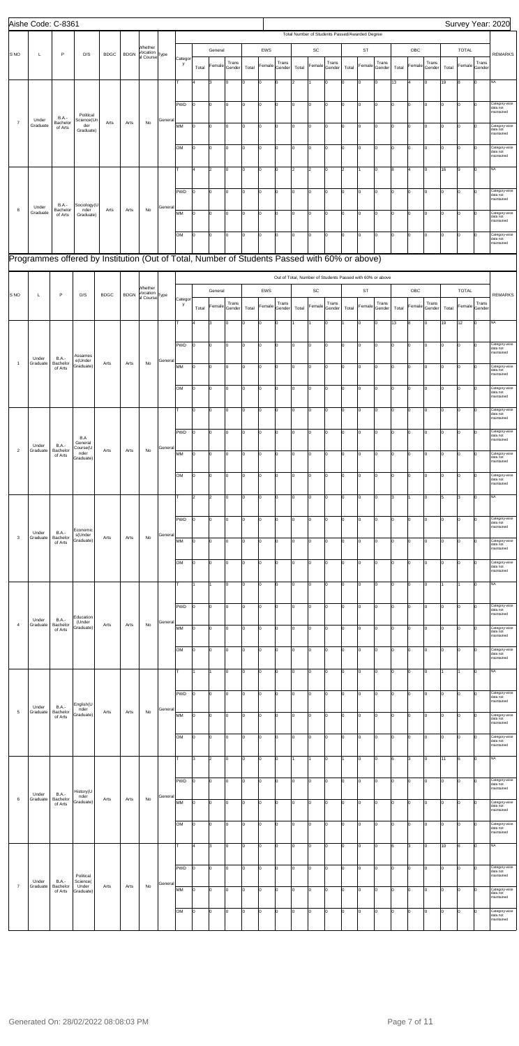Aishe Code: C-8361

Survey Year: 2020

| S NO | L | P | D/S | BDGC | BDGN | Whether Vocational Course | Type | Category | General Total | General Female | General Trans Gender | EWS Total | EWS Female | EWS Trans Gender | SC Total | SC Female | SC Trans Gender | ST Total | ST Female | ST Trans Gender | OBC Total | OBC Female | OBC Trans Gender | TOTAL Total | TOTAL Female | TOTAL Trans Gender | REMARKS |
|---|---|---|---|---|---|---|---|---|---|---|---|---|---|---|---|---|---|---|---|---|---|---|---|---|---|---|---|
| 7 | Under Graduate | B.A.-Bachelor of Arts | Political Science(Under Graduate) | Arts | Arts | No | General | T | 4 | 3 | 0 | 0 | 0 | 0 | 2 | 1 | 0 | 0 | 0 | 0 | 13 | 4 | 0 | 19 | 8 | 0 | NA |
| | | | | | | | | PWD | 0 | 0 | 0 | 0 | 0 | 0 | 0 | 0 | 0 | 0 | 0 | 0 | 0 | 0 | 0 | 0 | 0 | 0 | Category-wise data not maintained |
| | | | | | | | | MM | 0 | 0 | 0 | 0 | 0 | 0 | 0 | 0 | 0 | 0 | 0 | 0 | 0 | 0 | 0 | 0 | 0 | 0 | Category-wise data not maintained |
| | | | | | | | | OM | 0 | 0 | 0 | 0 | 0 | 0 | 0 | 0 | 0 | 0 | 0 | 0 | 0 | 0 | 0 | 0 | 0 | 0 | Category-wise data not maintained |
| 8 | Under Graduate | B.A.-Bachelor of Arts | Sociology(Under Graduate) | Arts | Arts | No | General | T | 4 | 2 | 0 | 0 | 0 | 0 | 2 | 2 | 0 | 2 | 1 | 0 | 8 | 4 | 0 | 16 | 9 | 0 | NA |
| | | | | | | | | PWD | 0 | 0 | 0 | 0 | 0 | 0 | 0 | 0 | 0 | 0 | 0 | 0 | 0 | 0 | 0 | 0 | 0 | 0 | Category-wise data not maintained |
| | | | | | | | | MM | 0 | 0 | 0 | 0 | 0 | 0 | 0 | 0 | 0 | 0 | 0 | 0 | 0 | 0 | 0 | 0 | 0 | 0 | Category-wise data not maintained |
| | | | | | | | | OM | 0 | 0 | 0 | 0 | 0 | 0 | 0 | 0 | 0 | 0 | 0 | 0 | 0 | 0 | 0 | 0 | 0 | 0 | Category-wise data not maintained |

## Programmes offered by Institution (Out of Total, Number of Students Passed with 60% or above)

| S NO | L | P | D/S | BDGC | BDGN | Whether Vocational Course | Type | Category | General Total | General Female | General Trans Gender | EWS Total | EWS Female | EWS Trans Gender | SC Total | SC Female | SC Trans Gender | ST Total | ST Female | ST Trans Gender | OBC Total | OBC Female | OBC Trans Gender | TOTAL Total | TOTAL Female | TOTAL Trans Gender | REMARKS |
|---|---|---|---|---|---|---|---|---|---|---|---|---|---|---|---|---|---|---|---|---|---|---|---|---|---|---|---|
| 1 | Under Graduate | B.A.-Bachelor of Arts | Assamese(Under Graduate) | Arts | Arts | No | General | T | 4 | 3 | 0 | 0 | 0 | 0 | 1 | 1 | 0 | 1 | 0 | 0 | 13 | 8 | 0 | 19 | 12 | 0 | NA |
| | | | | | | | | PWD | 0 | 0 | 0 | 0 | 0 | 0 | 0 | 0 | 0 | 0 | 0 | 0 | 0 | 0 | 0 | 0 | 0 | 0 | Category-wise data not maintained |
| | | | | | | | | MM | 0 | 0 | 0 | 0 | 0 | 0 | 0 | 0 | 0 | 0 | 0 | 0 | 0 | 0 | 0 | 0 | 0 | 0 | Category-wise data not maintained |
| | | | | | | | | OM | 0 | 0 | 0 | 0 | 0 | 0 | 0 | 0 | 0 | 0 | 0 | 0 | 0 | 0 | 0 | 0 | 0 | 0 | Category-wise data not maintained |
| 2 | Under Graduate | B.A.-Bachelor of Arts | B.A General Course(Under Graduate) | Arts | Arts | No | General | T | 0 | 0 | 0 | 0 | 0 | 0 | 0 | 0 | 0 | 0 | 0 | 0 | 0 | 0 | 0 | 0 | 0 | 0 | Category-wise data not maintained |
| | | | | | | | | PWD | 0 | 0 | 0 | 0 | 0 | 0 | 0 | 0 | 0 | 0 | 0 | 0 | 0 | 0 | 0 | 0 | 0 | 0 | Category-wise data not maintained |
| | | | | | | | | MM | 0 | 0 | 0 | 0 | 0 | 0 | 0 | 0 | 0 | 0 | 0 | 0 | 0 | 0 | 0 | 0 | 0 | 0 | Category-wise data not maintained |
| | | | | | | | | OM | 0 | 0 | 0 | 0 | 0 | 0 | 0 | 0 | 0 | 0 | 0 | 0 | 0 | 0 | 0 | 0 | 0 | 0 | Category-wise data not maintained |
| 3 | Under Graduate | B.A.-Bachelor of Arts | Economics(Under Graduate) | Arts | Arts | No | General | T | 2 | 2 | 0 | 0 | 0 | 0 | 0 | 0 | 0 | 0 | 0 | 0 | 3 | 1 | 0 | 5 | 3 | 0 | NA |
| | | | | | | | | PWD | 0 | 0 | 0 | 0 | 0 | 0 | 0 | 0 | 0 | 0 | 0 | 0 | 0 | 0 | 0 | 0 | 0 | 0 | Category-wise data not maintained |
| | | | | | | | | MM | 0 | 0 | 0 | 0 | 0 | 0 | 0 | 0 | 0 | 0 | 0 | 0 | 0 | 0 | 0 | 0 | 0 | 0 | Category-wise data not maintained |
| | | | | | | | | OM | 0 | 0 | 0 | 0 | 0 | 0 | 0 | 0 | 0 | 0 | 0 | 0 | 0 | 0 | 0 | 0 | 0 | 0 | Category-wise data not maintained |
| 4 | Under Graduate | B.A.-Bachelor of Arts | Education(Under Graduate) | Arts | Arts | No | General | T | 1 | 1 | 0 | 0 | 0 | 0 | 0 | 0 | 0 | 0 | 0 | 0 | 0 | 0 | 0 | 1 | 1 | 0 | NA |
| | | | | | | | | PWD | 0 | 0 | 0 | 0 | 0 | 0 | 0 | 0 | 0 | 0 | 0 | 0 | 0 | 0 | 0 | 0 | 0 | 0 | Category-wise data not maintained |
| | | | | | | | | MM | 0 | 0 | 0 | 0 | 0 | 0 | 0 | 0 | 0 | 0 | 0 | 0 | 0 | 0 | 0 | 0 | 0 | 0 | Category-wise data not maintained |
| | | | | | | | | OM | 0 | 0 | 0 | 0 | 0 | 0 | 0 | 0 | 0 | 0 | 0 | 0 | 0 | 0 | 0 | 0 | 0 | 0 | Category-wise data not maintained |
| 5 | Under Graduate | B.A.-Bachelor of Arts | English(Under Graduate) | Arts | Arts | No | General | T | 1 | 1 | 0 | 0 | 0 | 0 | 0 | 0 | 0 | 0 | 0 | 0 | 0 | 0 | 0 | 1 | 1 | 0 | NA |
| | | | | | | | | PWD | 0 | 0 | 0 | 0 | 0 | 0 | 0 | 0 | 0 | 0 | 0 | 0 | 0 | 0 | 0 | 0 | 0 | 0 | Category-wise data not maintained |
| | | | | | | | | MM | 0 | 0 | 0 | 0 | 0 | 0 | 0 | 0 | 0 | 0 | 0 | 0 | 0 | 0 | 0 | 0 | 0 | 0 | Category-wise data not maintained |
| | | | | | | | | OM | 0 | 0 | 0 | 0 | 0 | 0 | 0 | 0 | 0 | 0 | 0 | 0 | 0 | 0 | 0 | 0 | 0 | 0 | Category-wise data not maintained |
| 6 | Under Graduate | B.A.-Bachelor of Arts | History(Under Graduate) | Arts | Arts | No | General | T | 3 | 2 | 0 | 0 | 0 | 0 | 1 | 1 | 0 | 1 | 0 | 0 | 6 | 3 | 0 | 11 | 6 | 0 | NA |
| | | | | | | | | PWD | 0 | 0 | 0 | 0 | 0 | 0 | 0 | 0 | 0 | 0 | 0 | 0 | 0 | 0 | 0 | 0 | 0 | 0 | Category-wise data not maintained |
| | | | | | | | | MM | 0 | 0 | 0 | 0 | 0 | 0 | 0 | 0 | 0 | 0 | 0 | 0 | 0 | 0 | 0 | 0 | 0 | 0 | Category-wise data not maintained |
| | | | | | | | | OM | 0 | 0 | 0 | 0 | 0 | 0 | 0 | 0 | 0 | 0 | 0 | 0 | 0 | 0 | 0 | 0 | 0 | 0 | Category-wise data not maintained |
| 7 | Under Graduate | B.A.-Bachelor of Arts | Political Science(Under Graduate) | Arts | Arts | No | General | T | 4 | 3 | 0 | 0 | 0 | 0 | 0 | 0 | 0 | 0 | 0 | 0 | 6 | 3 | 0 | 10 | 6 | 0 | NA |
| | | | | | | | | PWD | 0 | 0 | 0 | 0 | 0 | 0 | 0 | 0 | 0 | 0 | 0 | 0 | 0 | 0 | 0 | 0 | 0 | 0 | Category-wise data not maintained |
| | | | | | | | | MM | 0 | 0 | 0 | 0 | 0 | 0 | 0 | 0 | 0 | 0 | 0 | 0 | 0 | 0 | 0 | 0 | 0 | 0 | Category-wise data not maintained |
| | | | | | | | | OM | 0 | 0 | 0 | 0 | 0 | 0 | 0 | 0 | 0 | 0 | 0 | 0 | 0 | 0 | 0 | 0 | 0 | 0 | Category-wise data not maintained |

Generated On: 28/02/2022 08:08:03 PM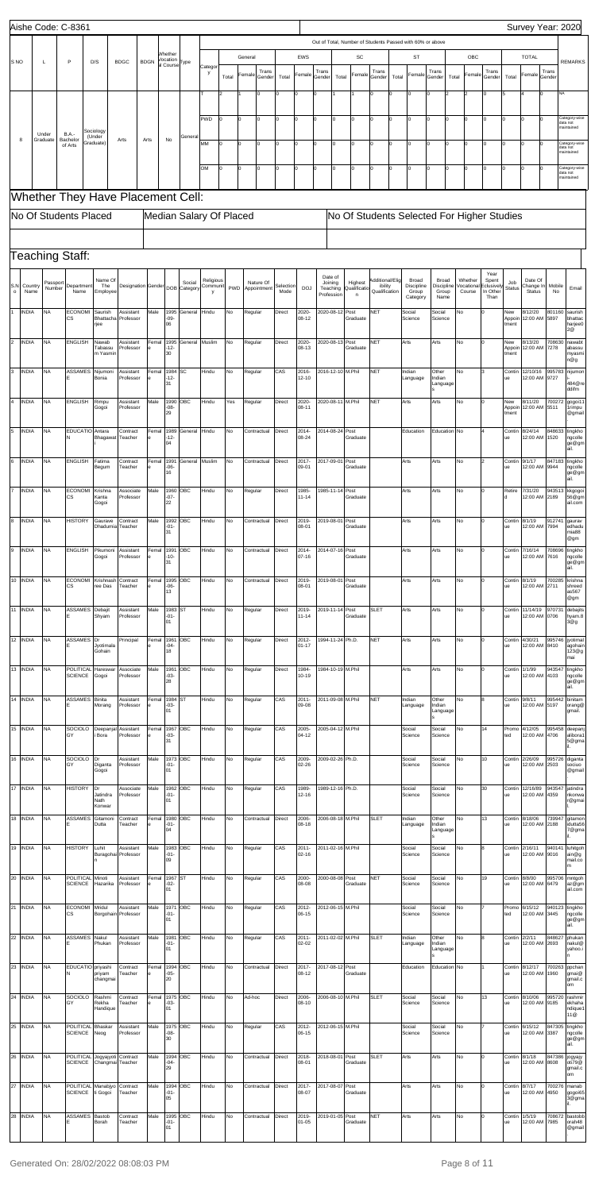Aishe Code: C-8361

Survey Year: 2020

| S NO | L | P | D/S | BDGC | BDGN | Whether Vocation al Course | Type | Category | General | | | | EWS | | SC | | | ST | | | OBC | | | TOTAL | | | REMARKS |
|---|---|---|---|---|---|---|---|---|---|---|---|---|---|---|---|---|---|---|---|---|---|---|---|---|---|---|---|
| | | | | | | | | | Total | Female | Trans Gender | Total | Female | Trans Gender | Total | Female | Trans Gender | Total | Female | Trans Gender | Total | Female | Trans Gender | Total | Female | Trans Gender | |
| 8 | Under Graduate | B.A.-Bachelor of Arts | Sociology (Under Graduate) | Arts | Arts | No | General | T | 2 | 1 | 0 | 0 | 0 | 0 | 1 | 1 | 0 | 0 | 0 | 0 | 2 | 2 | 0 | 5 | 4 | 0 | NA |
| | | | | | | | | PWD | 0 | 0 | 0 | 0 | 0 | 0 | 0 | 0 | 0 | 0 | 0 | 0 | 0 | 0 | 0 | 0 | 0 | 0 | Category-wise data not maintained |
| | | | | | | | | MM | 0 | 0 | 0 | 0 | 0 | 0 | 0 | 0 | 0 | 0 | 0 | 0 | 0 | 0 | 0 | 0 | 0 | 0 | Category-wise data not maintained |
| | | | | | | | | OM | 0 | 0 | 0 | 0 | 0 | 0 | 0 | 0 | 0 | 0 | 0 | 0 | 0 | 0 | 0 | 0 | 0 | 0 | Category-wise data not maintained |

Out of Total, Number of Students Passed with 60% or above

## Whether They Have Placement Cell:

| No Of Students Placed | Median Salary Of Placed | No Of Students Selected For Higher Studies |
|---|---|---|
| | | |

## Teaching Staff:

| S.No | Country Name | Passport Number | Department Name | Name Of The Employee | Designation | Gender | DOB | Social Category | Religious Community | PWD | Nature Of Appointment | Selection Mode | DOJ | Date of Joining Teaching Profession | Highest Qualification | Additional/Eligibility Qualification | Broad Discipline Group Category | Broad Discipline Group Name | Whether Vocational Course | Year Spent Exclusively In Other Than | Job Status | Date Of Change In Status | Mobile No | Email |
|---|---|---|---|---|---|---|---|---|---|---|---|---|---|---|---|---|---|---|---|---|---|---|---|---|
| 1 | INDIA | NA | ECONOMICS | Saurish Bhattacharjee | Assistant Professor | Male | 1995-09-06 | General | Hindu | No | Regular | Direct | 2020-08-12 | 2020-08-12 | Post Graduate | NET | Social Science | Social Science | No | 0 | New Appointment | 8/12/20 12:00 AM | 801160 5897 | saurishbhattacharjee02@ |
| 2 | INDIA | NA | ENGLISH | Nawab Tabassum Yasmin | Assistant Professor | Female | 1995-12-30 | General | Muslim | No | Regular | Direct | 2020-08-13 | 2020-08-13 | Post Graduate | NET | Arts | Arts | No | 0 | New Appointment | 8/13/20 12:00 AM | 708630 7278 | nawabtabassumyasmin@g |
| 3 | INDIA | NA | ASSAMESE | Nijumoni Borua | Assistant Professor | Female | 1984-12-31 | SC | Hindu | No | Regular | CAS | 2016-12-10 | 2016-12-10 | M.Phil | NET | Indian Language | Other Indian Languages | No | 3 | Continue | 12/10/16 12:00 AM | 995783 9727 | nijumon484@rediffm |
| 4 | INDIA | NA | ENGLISH | Rimpu Gogoi | Assistant Professor | Male | 1990-08-29 | OBC | Hindu | Yes | Regular | Direct | 2020-08-11 | 2020-08-11 | M.Phil | NET | Arts | Arts | No | 0 | New Appointment | 8/11/20 12:00 AM | 700272 5511 | gogoi11rimpu@gmail |
| 5 | INDIA | NA | EDUCATION | Antara Bhagawati | Contract Teacher | Female | 1989-12-04 | General | Hindu | No | Contractual | Direct | 2014-08-24 | 2014-08-24 | Post Graduate | | Education | Education | No | 4 | Continue | 8/24/14 12:00 AM | 848633 1520 | tingkhongcollege@gmail. |
| 6 | INDIA | NA | ENGLISH | Fatima Begum | Contract Teacher | Female | 1991-06-16 | General | Muslim | No | Contractual | Direct | 2017-09-01 | 2017-09-01 | Post Graduate | | Arts | Arts | No | 2 | Continue | 9/1/17 12:00 AM | 847183 9944 | tingkhongcollege@gmail. |
| 7 | INDIA | NA | ECONOMICS | Krishna Kanta Gogoi | Associate Professor | Male | 1960-07-22 | OBC | Hindu | No | Regular | Direct | 1985-11-14 | 1985-11-14 | Post Graduate | | Arts | Arts | No | 0 | Retired | 7/31/20 12:00 AM | 943513 2189 | kkgogoi56@gmail.com |
| 8 | INDIA | NA | HISTORY | Gaurave Dhadumia | Contract Teacher | Male | 1992-01-31 | OBC | Hindu | No | Contractual | Direct | 2019-08-01 | 2019-08-01 | Post Graduate | | Arts | Arts | No | 0 | Continue | 8/1/19 12:00 AM | 912741 7994 | gauravedhadumia88@gm |
| 9 | INDIA | NA | ENGLISH | Pikumoni Gogoi | Assistant Professor | Female | 1991-10-31 | OBC | Hindu | No | Contractual | Direct | 2014-07-16 | 2014-07-16 | Post Graduate | | Arts | Arts | No | 0 | Continue | 7/16/14 12:00 AM | 708696 7616 | tingkhongcollege@gmail. |
| 10 | INDIA | NA | ECONOMICS | Krishnashree Das | Contract Teacher | Female | 1995-06-13 | OBC | Hindu | No | Contractual | Direct | 2019-08-01 | 2019-08-01 | Post Graduate | | Arts | Arts | No | 0 | Continue | 8/1/19 12:00 AM | 700285 2711 | krishnashreedas567@gm |
| 11 | INDIA | NA | ASSAMESE | Debajit Shyam | Assistant Professor | Male | 1983-01-01 | ST | Hindu | No | Regular | Direct | 2019-11-14 | 2019-11-14 | Post Graduate | SLET | Arts | Arts | No | 0 | Continue | 11/14/19 12:00 AM | 970731 0706 | debajitshyam.83@g |
| 12 | INDIA | NA | ASSAMESE | Dr. Jyotimala Gohain | Principal | Female | 1961-04-18 | OBC | Hindu | No | Regular | Direct | 2012-01-17 | 1994-11-24 | Ph.D. | NET | Arts | Arts | No | 0 | Continue | 4/30/21 12:00 AM | 995746 8410 | jyotimalagohain123@gmai |
| 13 | INDIA | NA | POLITICAL SCIENCE | Hareswar Gogoi | Associate Professor | Male | 1961-03-28 | OBC | Hindu | No | Regular | Direct | 1984-10-19 | 1984-10-19 | M.Phil | | Arts | Arts | No | 0 | Continue | 1/1/99 12:00 AM | 943547 4103 | tingkhongcollege@gmail. |
| 14 | INDIA | NA | ASSAMESE | Binita Morang | Assistant Professor | Female | 1984-03-01 | ST | Hindu | No | Regular | CAS | 2011-09-08 | 2011-09-08 | M.Phil | NET | Indian Language | Other Indian Languages | No | 8 | Continue | 9/8/11 12:00 AM | 995442 5197 | binitamorang@gmail. |
| 15 | INDIA | NA | SOCIOLOGY | Deepanjali Bora | Assistant Professor | Female | 1967-03-31 | OBC | Hindu | No | Regular | CAS | 2005-04-12 | 2005-04-12 | M.Phil | | Social Science | Social Science | No | 14 | Promoted | 4/12/05 12:00 AM | 995458 4706 | deepanjalibora15@gmail. |
| 16 | INDIA | NA | SOCIOLOGY | Dr. Diganta Gogoi | Assistant Professor | Male | 1973-01-01 | OBC | Hindu | No | Regular | CAS | 2009-02-26 | 2009-02-26 | Ph.D. | | Social Science | Social Science | No | 10 | Continue | 2/26/09 12:00 AM | 995726 2503 | diganta sociuo@gmail |
| 17 | INDIA | NA | HISTORY | Dr. Jatindra Nath Konwar | Associate Professor | Male | 1962-01-01 | OBC | Hindu | No | Regular | CAS | 1989-12-16 | 1989-12-16 | Ph.D. | | Social Science | Social Science | No | 30 | Continue | 12/16/89 12:00 AM | 943547 4359 | jatindrankonwar@gmail. |
| 18 | INDIA | NA | ASSAMESE | Gitamoni Dutta | Contract Teacher | Female | 1980-01-04 | OBC | Hindu | No | Contractual | Direct | 2006-08-18 | 2006-08-18 | M.Phil | SLET | Indian Language | Other Indian Languages | No | 13 | Continue | 8/18/06 12:00 AM | 739947 2188 | gitamonidutta567@gmail. |
| 19 | INDIA | NA | HISTORY | Luhit Buragohain | Assistant Professor | Male | 1983-01-09 | OBC | Hindu | No | Regular | CAS | 2011-02-16 | 2011-02-16 | M.Phil | | Social Science | Social Science | No | 8 | Continue | 2/16/11 12:00 AM | 940141 9016 | luhitgohain@gmail.com |
| 20 | INDIA | NA | POLITICAL SCIENCE | Minoti Hazarika | Assistant Professor | Female | 1967-02-01 | ST | Hindu | No | Regular | CAS | 2000-08-08 | 2000-08-08 | Post Graduate | NET | Social Science | Social Science | No | 19 | Continue | 8/8/00 12:00 AM | 995706 6479 | minotihaz@gmail.com |
| 21 | INDIA | NA | ECONOMICS | Mridul Borgohain | Assistant Professor | Male | 1971-01-01 | OBC | Hindu | No | Regular | CAS | 2012-06-15 | 2012-06-15 | M.Phil | | Social Science | Social Science | No | 7 | Promoted | 6/15/12 12:00 AM | 940123 3445 | tingkhongcollege@gmail. |
| 22 | INDIA | NA | ASSAMESE | Nakul Phukan | Assistant Professor | Male | 1981-01-01 | OBC | Hindu | No | Regular | CAS | 2011-02-02 | 2011-02-02 | M.Phil | SLET | Indian Language | Other Indian Languages | No | 8 | Continue | 2/2/11 12:00 AM | 848627 2693 | phukannakul@yahoo.i n |
| 23 | INDIA | NA | EDUCATION | priyashi priyam changmai | Contract Teacher | Female | 1994-05-20 | OBC | Hindu | No | Contractual | Direct | 2017-08-12 | 2017-08-12 | Post Graduate | | Education | Education | No | 1 | Continue | 8/12/17 12:00 AM | 700263 1960 | pcchangmai@gmail.c om |
| 24 | INDIA | NA | SOCIOLOGY | Rashmi Rekha Handique | Contract Teacher | Female | 1975-03-01 | OBC | Hindu | No | Ad-hoc | Direct | 2006-08-10 | 2006-08-10 | M.Phil | SLET | Social Science | Social Science | No | 13 | Continue | 8/10/06 12:00 AM | 995720 9185 | rashmirekhahandique111@ |
| 25 | INDIA | NA | POLITICAL SCIENCE | Bhaskar Neog | Assistant Professor | Male | 1975-08-30 | OBC | Hindu | No | Regular | CAS | 2012-06-15 | 2012-06-15 | M.Phil | | Social Science | Social Science | No | 7 | Continue | 6/15/12 12:00 AM | 847305 3387 | tingkhongcollege@gm ail. |
| 26 | INDIA | NA | POLITICAL SCIENCE | Jogyajyoti Changmai | Contract Teacher | Male | 1994-04-29 | OBC | Hindu | No | Contractual | Direct | 2018-08-01 | 2018-08-01 | Post Graduate | SLET | Arts | Arts | No | 0 | Continue | 8/1/18 12:00 AM | 847386 8606 | jogyajyoti679@gmail.c om |
| 27 | INDIA | NA | POLITICAL SCIENCE | Manabjyoti Gogoi | Contract Teacher | Male | 1994-01-05 | OBC | Hindu | No | Contractual | Direct | 2017-08-07 | 2017-08-07 | Post Graduate | | Arts | Arts | No | 0 | Continue | 8/7/17 12:00 AM | 700276 4950 | manabgogoi653@gmail. |
| 28 | INDIA | NA | ASSAMESE | Bastob Borah | Contract Teacher | Male | 1995-01-01 | OBC | Hindu | No | Contractual | Direct | 2019-01-05 | 2019-01-05 | Post Graduate | NET | Arts | Arts | No | 0 | Continue | 1/5/19 12:00 AM | 708672 7985 | bastobborah48@gmail. |

Generated On: 28/02/2022 08:08:03 PM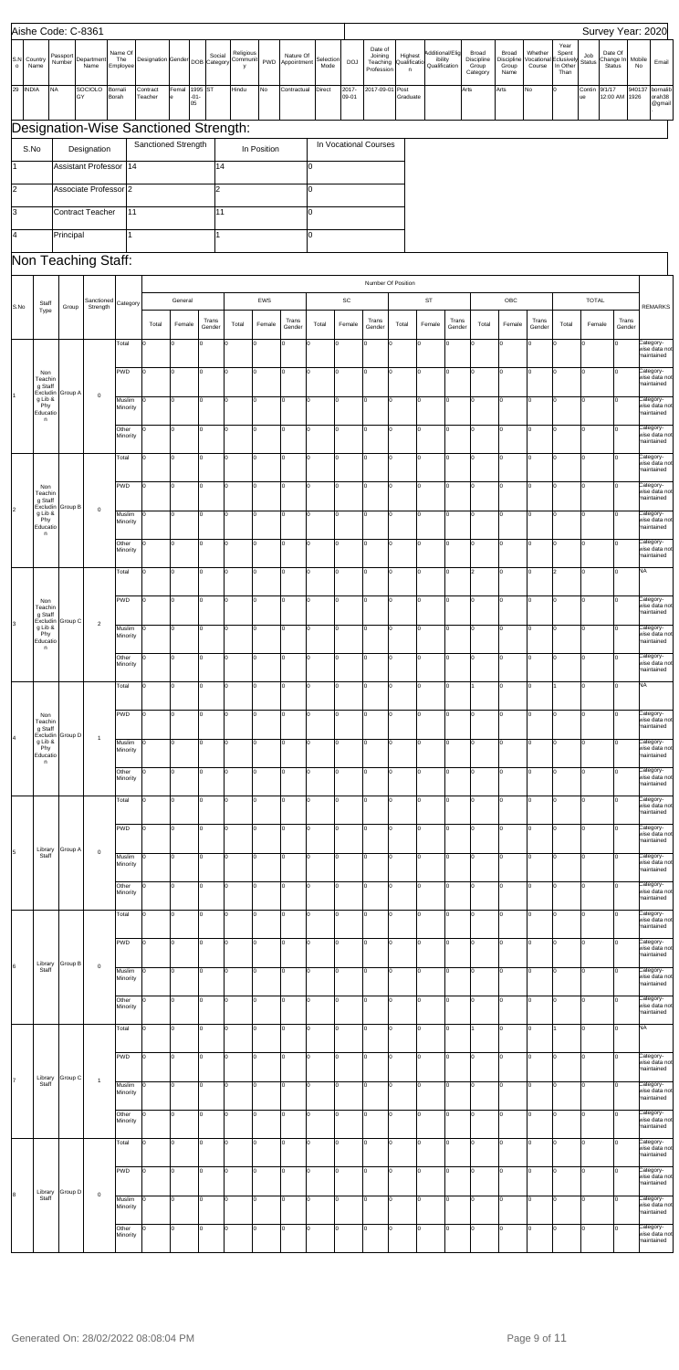Aishe Code: C-8361

Survey Year: 2020

| S.No | Country Name | Passport Number | Department Name | Name Of The Employee | Designation | Gender | DOB | Social Category | Religious Community | PWD | Nature Of Appointment | Selection Mode | DOJ | Date of Joining Teaching Profession | Highest Qualification | Additional/Eligibility Qualification | Broad Discipline Group Category | Broad Discipline Group Name | Whether Vocational Course | Year Spent Exclusively In Other Than | Job Status | Date Of Change In Status | Mobile No | Email |
|---|---|---|---|---|---|---|---|---|---|---|---|---|---|---|---|---|---|---|---|---|---|---|---|---|
| 29 | INDIA | NA | SOCIOLOGY | Bornali Borah | Contract Teacher | Female | 1995-01-05 | ST | Hindu | No | Contractual | Direct | 2017-09-01 | 2017-09-01 | Post Graduate | | Arts | Arts | No | 0 | Continue | 9/1/17 12:00 AM | 9401371926 | bornaliborah38@gmail |

## Designation-Wise Sanctioned Strength:

| S.No | Designation | Sanctioned Strength | In Position | In Vocational Courses |
|---|---|---|---|---|
| 1 | Assistant Professor | 14 | 14 | 0 |
| 2 | Associate Professor | 2 | 2 | 0 |
| 3 | Contract Teacher | 11 | 11 | 0 |
| 4 | Principal | 1 | 1 | 0 |

## Non Teaching Staff:

| S.No | Staff Type | Group | Sanctioned Strength | Category | General Total | General Female | General Trans Gender | EWS Total | EWS Female | EWS Trans Gender | SC Total | SC Female | SC Trans Gender | ST Total | ST Female | ST Trans Gender | OBC Total | OBC Female | OBC Trans Gender | TOTAL Total | TOTAL Female | TOTAL Trans Gender | REMARKS |
|---|---|---|---|---|---|---|---|---|---|---|---|---|---|---|---|---|---|---|---|---|---|---|---|
| 1 | Non Teaching Staff Excluding Lib & Phy Education | Group A | 0 | Total | 0 | 0 | 0 | 0 | 0 | 0 | 0 | 0 | 0 | 0 | 0 | 0 | 0 | 0 | 0 | 0 | 0 | 0 | Category-wise data not maintained |
| | | | | PWD | 0 | 0 | 0 | 0 | 0 | 0 | 0 | 0 | 0 | 0 | 0 | 0 | 0 | 0 | 0 | 0 | 0 | 0 | Category-wise data not maintained |
| | | | | Muslim Minority | 0 | 0 | 0 | 0 | 0 | 0 | 0 | 0 | 0 | 0 | 0 | 0 | 0 | 0 | 0 | 0 | 0 | 0 | Category-wise data not maintained |
| | | | | Other Minority | 0 | 0 | 0 | 0 | 0 | 0 | 0 | 0 | 0 | 0 | 0 | 0 | 0 | 0 | 0 | 0 | 0 | 0 | Category-wise data not maintained |
| 2 | Non Teaching Staff Excluding Lib & Phy Education | Group B | 0 | Total | 0 | 0 | 0 | 0 | 0 | 0 | 0 | 0 | 0 | 0 | 0 | 0 | 0 | 0 | 0 | 0 | 0 | 0 | Category-wise data not maintained |
| | | | | PWD | 0 | 0 | 0 | 0 | 0 | 0 | 0 | 0 | 0 | 0 | 0 | 0 | 0 | 0 | 0 | 0 | 0 | 0 | Category-wise data not maintained |
| | | | | Muslim Minority | 0 | 0 | 0 | 0 | 0 | 0 | 0 | 0 | 0 | 0 | 0 | 0 | 0 | 0 | 0 | 0 | 0 | 0 | Category-wise data not maintained |
| | | | | Other Minority | 0 | 0 | 0 | 0 | 0 | 0 | 0 | 0 | 0 | 0 | 0 | 0 | 0 | 0 | 0 | 0 | 0 | 0 | Category-wise data not maintained |
| 3 | Non Teaching Staff Excluding Lib & Phy Education | Group C | 2 | Total | 0 | 0 | 0 | 0 | 0 | 0 | 0 | 0 | 0 | 0 | 0 | 0 | 2 | 0 | 0 | 2 | 0 | 0 | NA |
| | | | | PWD | 0 | 0 | 0 | 0 | 0 | 0 | 0 | 0 | 0 | 0 | 0 | 0 | 0 | 0 | 0 | 0 | 0 | 0 | Category-wise data not maintained |
| | | | | Muslim Minority | 0 | 0 | 0 | 0 | 0 | 0 | 0 | 0 | 0 | 0 | 0 | 0 | 0 | 0 | 0 | 0 | 0 | 0 | Category-wise data not maintained |
| | | | | Other Minority | 0 | 0 | 0 | 0 | 0 | 0 | 0 | 0 | 0 | 0 | 0 | 0 | 0 | 0 | 0 | 0 | 0 | 0 | Category-wise data not maintained |
| 4 | Non Teaching Staff Excluding Lib & Phy Education | Group D | 1 | Total | 0 | 0 | 0 | 0 | 0 | 0 | 0 | 0 | 0 | 0 | 0 | 0 | 1 | 0 | 0 | 1 | 0 | 0 | NA |
| | | | | PWD | 0 | 0 | 0 | 0 | 0 | 0 | 0 | 0 | 0 | 0 | 0 | 0 | 0 | 0 | 0 | 0 | 0 | 0 | Category-wise data not maintained |
| | | | | Muslim Minority | 0 | 0 | 0 | 0 | 0 | 0 | 0 | 0 | 0 | 0 | 0 | 0 | 0 | 0 | 0 | 0 | 0 | 0 | Category-wise data not maintained |
| | | | | Other Minority | 0 | 0 | 0 | 0 | 0 | 0 | 0 | 0 | 0 | 0 | 0 | 0 | 0 | 0 | 0 | 0 | 0 | 0 | Category-wise data not maintained |
| 5 | Library Staff | Group A | 0 | Total | 0 | 0 | 0 | 0 | 0 | 0 | 0 | 0 | 0 | 0 | 0 | 0 | 0 | 0 | 0 | 0 | 0 | 0 | Category-wise data not maintained |
| | | | | PWD | 0 | 0 | 0 | 0 | 0 | 0 | 0 | 0 | 0 | 0 | 0 | 0 | 0 | 0 | 0 | 0 | 0 | 0 | Category-wise data not maintained |
| | | | | Muslim Minority | 0 | 0 | 0 | 0 | 0 | 0 | 0 | 0 | 0 | 0 | 0 | 0 | 0 | 0 | 0 | 0 | 0 | 0 | Category-wise data not maintained |
| | | | | Other Minority | 0 | 0 | 0 | 0 | 0 | 0 | 0 | 0 | 0 | 0 | 0 | 0 | 0 | 0 | 0 | 0 | 0 | 0 | Category-wise data not maintained |
| 6 | Library Staff | Group B | 0 | Total | 0 | 0 | 0 | 0 | 0 | 0 | 0 | 0 | 0 | 0 | 0 | 0 | 0 | 0 | 0 | 0 | 0 | 0 | Category-wise data not maintained |
| | | | | PWD | 0 | 0 | 0 | 0 | 0 | 0 | 0 | 0 | 0 | 0 | 0 | 0 | 0 | 0 | 0 | 0 | 0 | 0 | Category-wise data not maintained |
| | | | | Muslim Minority | 0 | 0 | 0 | 0 | 0 | 0 | 0 | 0 | 0 | 0 | 0 | 0 | 0 | 0 | 0 | 0 | 0 | 0 | Category-wise data not maintained |
| | | | | Other Minority | 0 | 0 | 0 | 0 | 0 | 0 | 0 | 0 | 0 | 0 | 0 | 0 | 0 | 0 | 0 | 0 | 0 | 0 | Category-wise data not maintained |
| 7 | Library Staff | Group C | 1 | Total | 0 | 0 | 0 | 0 | 0 | 0 | 0 | 0 | 0 | 0 | 0 | 0 | 1 | 0 | 0 | 1 | 0 | 0 | NA |
| | | | | PWD | 0 | 0 | 0 | 0 | 0 | 0 | 0 | 0 | 0 | 0 | 0 | 0 | 0 | 0 | 0 | 0 | 0 | 0 | Category-wise data not maintained |
| | | | | Muslim Minority | 0 | 0 | 0 | 0 | 0 | 0 | 0 | 0 | 0 | 0 | 0 | 0 | 0 | 0 | 0 | 0 | 0 | 0 | Category-wise data not maintained |
| | | | | Other Minority | 0 | 0 | 0 | 0 | 0 | 0 | 0 | 0 | 0 | 0 | 0 | 0 | 0 | 0 | 0 | 0 | 0 | 0 | Category-wise data not maintained |
| 8 | Library Staff | Group D | 0 | Total | 0 | 0 | 0 | 0 | 0 | 0 | 0 | 0 | 0 | 0 | 0 | 0 | 0 | 0 | 0 | 0 | 0 | 0 | Category-wise data not maintained |
| | | | | PWD | 0 | 0 | 0 | 0 | 0 | 0 | 0 | 0 | 0 | 0 | 0 | 0 | 0 | 0 | 0 | 0 | 0 | 0 | Category-wise data not maintained |
| | | | | Muslim Minority | 0 | 0 | 0 | 0 | 0 | 0 | 0 | 0 | 0 | 0 | 0 | 0 | 0 | 0 | 0 | 0 | 0 | 0 | Category-wise data not maintained |
| | | | | Other Minority | 0 | 0 | 0 | 0 | 0 | 0 | 0 | 0 | 0 | 0 | 0 | 0 | 0 | 0 | 0 | 0 | 0 | 0 | Category-wise data not maintained |

Generated On: 28/02/2022 08:08:04 PM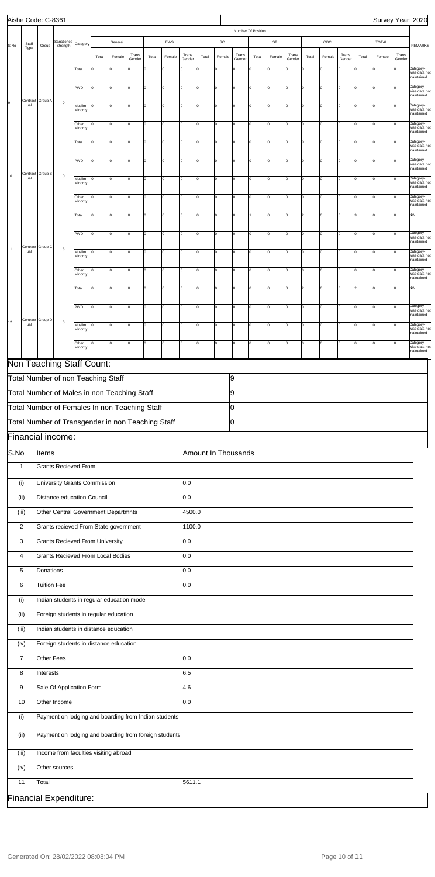| S.No | Staff Type | Group | Sanctioned Strength | Category | Number Of Position | | | | | | | | | | | | | | | | | | REMARKS |
|---|---|---|---|---|---|---|---|---|---|---|---|---|---|---|---|---|---|---|---|---|---|---|---|
| | | | | | General | | | EWS | | | SC | | | ST | | | OBC | | | TOTAL | | | |
| | | | | | Total | Female | Trans Gender | Total | Female | Trans Gender | Total | Female | Trans Gender | Total | Female | Trans Gender | Total | Female | Trans Gender | Total | Female | Trans Gender | |
| 9 | Contractual | Group A | 0 | Total | 0 | 0 | 0 | 0 | 0 | 0 | 0 | 0 | 0 | 0 | 0 | 0 | 0 | 0 | 0 | 0 | 0 | 0 | Category-wise data not maintained |
| | | | | PWD | 0 | 0 | 0 | 0 | 0 | 0 | 0 | 0 | 0 | 0 | 0 | 0 | 0 | 0 | 0 | 0 | 0 | 0 | Category-wise data not maintained |
| | | | | Muslim Minority | 0 | 0 | 0 | 0 | 0 | 0 | 0 | 0 | 0 | 0 | 0 | 0 | 0 | 0 | 0 | 0 | 0 | 0 | Category-wise data not maintained |
| | | | | Other Minority | 0 | 0 | 0 | 0 | 0 | 0 | 0 | 0 | 0 | 0 | 0 | 0 | 0 | 0 | 0 | 0 | 0 | 0 | Category-wise data not maintained |
| 10 | Contractual | Group B | 0 | Total | 0 | 0 | 0 | 0 | 0 | 0 | 0 | 0 | 0 | 0 | 0 | 0 | 0 | 0 | 0 | 0 | 0 | 0 | Category-wise data not maintained |
| | | | | PWD | 0 | 0 | 0 | 0 | 0 | 0 | 0 | 0 | 0 | 0 | 0 | 0 | 0 | 0 | 0 | 0 | 0 | 0 | Category-wise data not maintained |
| | | | | Muslim Minority | 0 | 0 | 0 | 0 | 0 | 0 | 0 | 0 | 0 | 0 | 0 | 0 | 0 | 0 | 0 | 0 | 0 | 0 | Category-wise data not maintained |
| | | | | Other Minority | 0 | 0 | 0 | 0 | 0 | 0 | 0 | 0 | 0 | 0 | 0 | 0 | 0 | 0 | 0 | 0 | 0 | 0 | Category-wise data not maintained |
| 11 | Contractual | Group C | 3 | Total | 0 | 0 | 0 | 0 | 0 | 0 | 0 | 0 | 0 | 1 | 0 | 0 | 2 | 0 | 0 | 3 | 0 | 0 | NA |
| | | | | PWD | 0 | 0 | 0 | 0 | 0 | 0 | 0 | 0 | 0 | 0 | 0 | 0 | 0 | 0 | 0 | 0 | 0 | 0 | Category-wise data not maintained |
| | | | | Muslim Minority | 0 | 0 | 0 | 0 | 0 | 0 | 0 | 0 | 0 | 0 | 0 | 0 | 0 | 0 | 0 | 0 | 0 | 0 | Category-wise data not maintained |
| | | | | Other Minority | 0 | 0 | 0 | 0 | 0 | 0 | 0 | 0 | 0 | 0 | 0 | 0 | 0 | 0 | 0 | 0 | 0 | 0 | Category-wise data not maintained |
| 12 | Contractual | Group D | 0 | Total | 0 | 0 | 0 | 0 | 0 | 0 | 0 | 0 | 0 | 0 | 0 | 0 | 2 | 0 | 0 | 2 | 0 | 0 | NA |
| | | | | PWD | 0 | 0 | 0 | 0 | 0 | 0 | 0 | 0 | 0 | 0 | 0 | 0 | 0 | 0 | 0 | 0 | 0 | 0 | Category-wise data not maintained |
| | | | | Muslim Minority | 0 | 0 | 0 | 0 | 0 | 0 | 0 | 0 | 0 | 0 | 0 | 0 | 0 | 0 | 0 | 0 | 0 | 0 | Category-wise data not maintained |
| | | | | Other Minority | 0 | 0 | 0 | 0 | 0 | 0 | 0 | 0 | 0 | 0 | 0 | 0 | 0 | 0 | 0 | 0 | 0 | 0 | Category-wise data not maintained |

## Non Teaching Staff Count:

| | |
|---|---|
| Total Number of non Teaching Staff | 9 |
| Total Number of Males in non Teaching Staff | 9 |
| Total Number of Females In non Teaching Staff | 0 |
| Total Number of Transgender in non Teaching Staff | 0 |

## Financial income:

| S.No | Items | Amount In Thousands |
|---|---|---|
| 1 | Grants Recieved From | |
| (i) | University Grants Commission | 0.0 |
| (ii) | Distance education Council | 0.0 |
| (iii) | Other Central Government Departmnts | 4500.0 |
| 2 | Grants recieved From State government | 1100.0 |
| 3 | Grants Recieved From University | 0.0 |
| 4 | Grants Recieved From Local Bodies | 0.0 |
| 5 | Donations | 0.0 |
| 6 | Tuition Fee | 0.0 |
| (i) | Indian students in regular education mode | |
| (ii) | Foreign students in regular education | |
| (iii) | Indian students in distance education | |
| (iv) | Foreign students in distance education | |
| 7 | Other Fees | 0.0 |
| 8 | Interests | 6.5 |
| 9 | Sale Of Application Form | 4.6 |
| 10 | Other Income | 0.0 |
| (i) | Payment on lodging and boarding from Indian students | |
| (ii) | Payment on lodging and boarding from foreign students | |
| (iii) | Income from faculties visiting abroad | |
| (iv) | Other sources | |
| 11 | Total | 5611.1 |

## Financial Expenditure: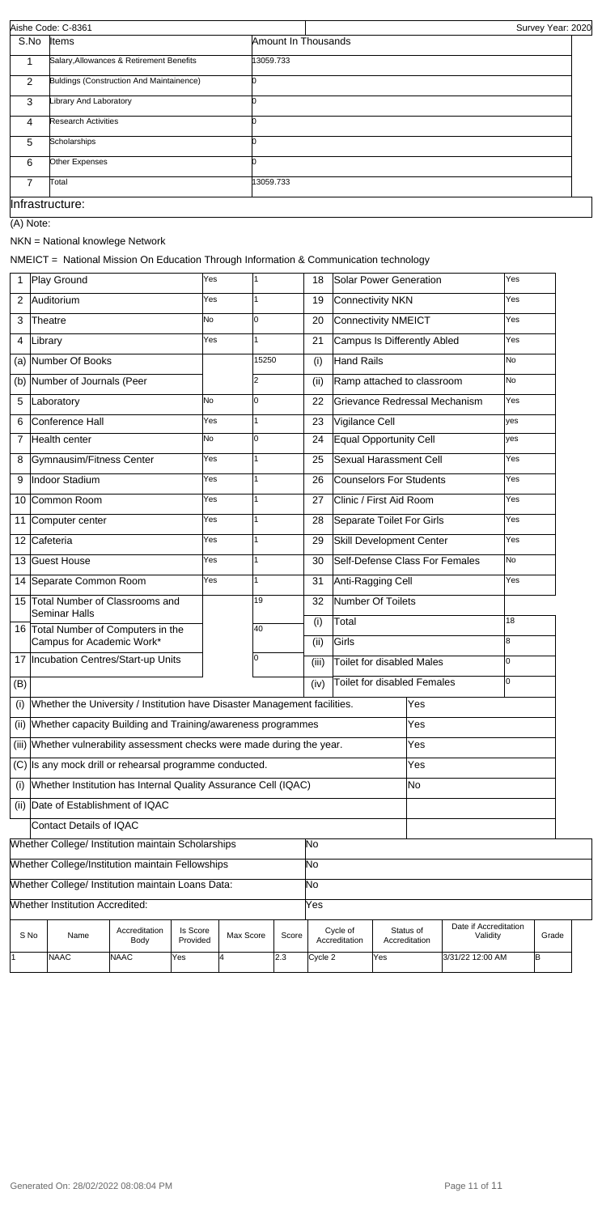Aishe Code: C-8361

Survey Year: 2020

| S.No | Items | Amount In Thousands |
|---|---|---|
| 1 | Salary,Allowances & Retirement Benefits | 13059.733 |
| 2 | Buldings (Construction And Maintainence) | 0 |
| 3 | Library And Laboratory | 0 |
| 4 | Research Activities | 0 |
| 5 | Scholarships | 0 |
| 6 | Other Expenses | 0 |
| 7 | Total | 13059.733 |

## Infrastructure:

(A) Note:

NKN = National knowlege Network

NMEICT = National Mission On Education Through Information & Communication technology

| | | | | | | |
|---|---|---|---|---|---|---|
| 1 | Play Ground | Yes | 1 | 18 | Solar Power Generation | Yes |
| 2 | Auditorium | Yes | 1 | 19 | Connectivity NKN | Yes |
| 3 | Theatre | No | 0 | 20 | Connectivity NMEICT | Yes |
| 4 | Library | Yes | 1 | 21 | Campus Is Differently Abled | Yes |
| (a) | Number Of Books | | 15250 | (i) | Hand Rails | No |
| (b) | Number of Journals (Peer | | 2 | (ii) | Ramp attached to classroom | No |
| 5 | Laboratory | No | 0 | 22 | Grievance Redressal Mechanism | Yes |
| 6 | Conference Hall | Yes | 1 | 23 | Vigilance Cell | yes |
| 7 | Health center | No | 0 | 24 | Equal Opportunity Cell | yes |
| 8 | Gymnausim/Fitness Center | Yes | 1 | 25 | Sexual Harassment Cell | Yes |
| 9 | Indoor Stadium | Yes | 1 | 26 | Counselors For Students | Yes |
| 10 | Common Room | Yes | 1 | 27 | Clinic / First Aid Room | Yes |
| 11 | Computer center | Yes | 1 | 28 | Separate Toilet For Girls | Yes |
| 12 | Cafeteria | Yes | 1 | 29 | Skill Development Center | Yes |
| 13 | Guest House | Yes | 1 | 30 | Self-Defense Class For Females | No |
| 14 | Separate Common Room | Yes | 1 | 31 | Anti-Ragging Cell | Yes |
| 15 | Total Number of Classrooms and Seminar Halls | | 19 | 32 | Number Of Toilets | |
| | | | | (i) | Total | 18 |
| 16 | Total Number of Computers in the Campus for Academic Work* | | 40 | (ii) | Girls | 8 |
| 17 | Incubation Centres/Start-up Units | | 0 | (iii) | Toilet for disabled Males | 0 |
| (B) | | | | (iv) | Toilet for disabled Females | 0 |

| | | |
|---|---|---|
| (i) | Whether the University / Institution have Disaster Management facilities. | Yes |
| (ii) | Whether capacity Building and Training/awareness programmes | Yes |
| (iii) | Whether vulnerability assessment checks were made during the year. | Yes |
| (C) | Is any mock drill or rehearsal programme conducted. | Yes |
| (i) | Whether Institution has Internal Quality Assurance Cell (IQAC) | No |
| (ii) | Date of Establishment of IQAC | |
| | Contact Details of IQAC | |

| | |
|---|---|
| Whether College/ Institution maintain Scholarships | No |
| Whether College/Institution maintain Fellowships | No |
| Whether College/ Institution maintain Loans Data: | No |
| Whether Institution Accredited: | Yes |

| S No | Name | Accreditation Body | Is Score Provided | Max Score | Score | Cycle of Accreditation | Status of Accreditation | Date if Accreditation Validity | Grade |
|---|---|---|---|---|---|---|---|---|---|
| 1 | NAAC | NAAC | Yes | 4 | 2.3 | Cycle 2 | Yes | 3/31/22 12:00 AM | B |

Generated On: 28/02/2022 08:08:04 PM